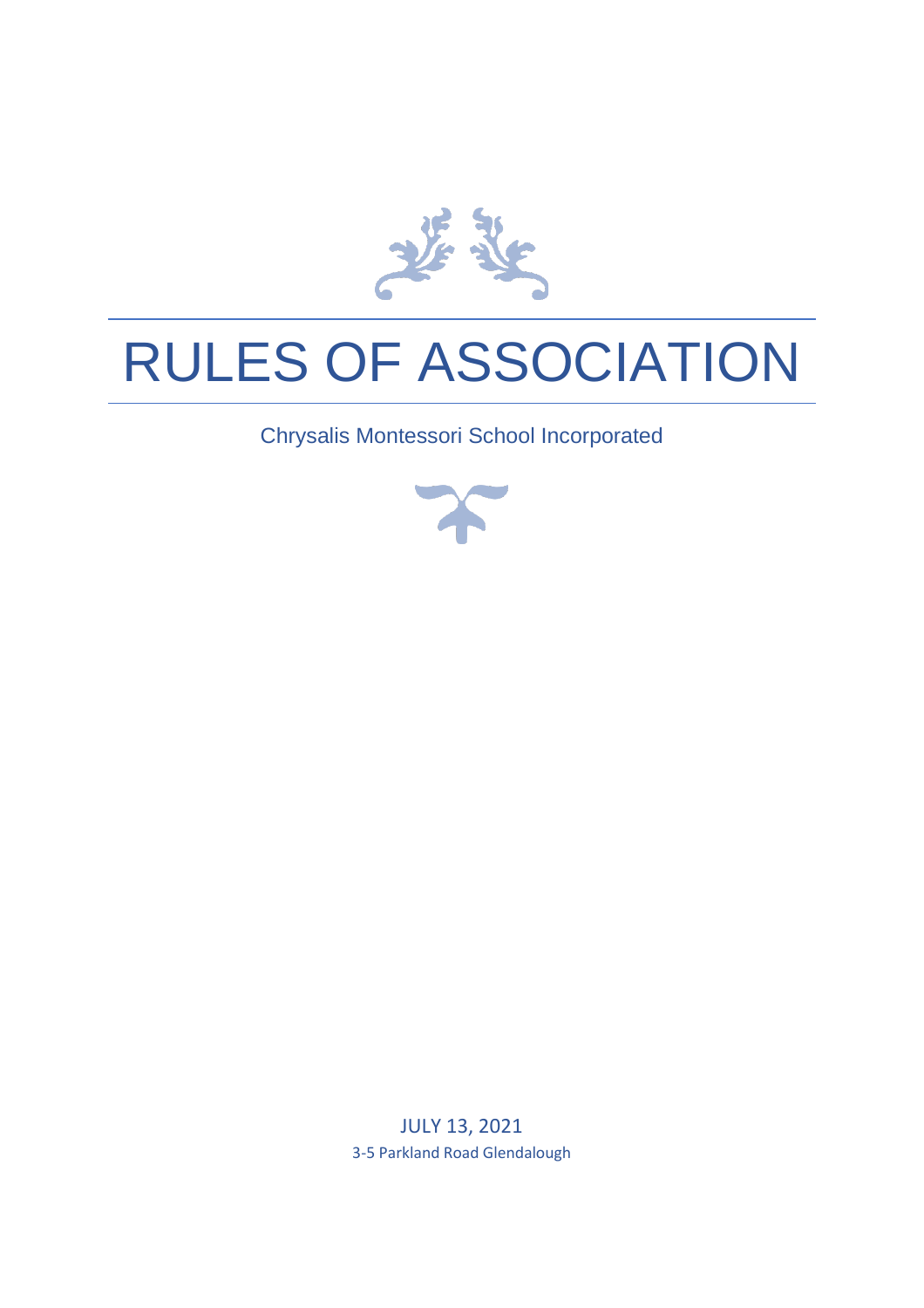# RULES OF ASSOCIATION

Chrysalis Montessori School Incorporated

JULY 13, 2021

3-5 Parkland Road Glendalough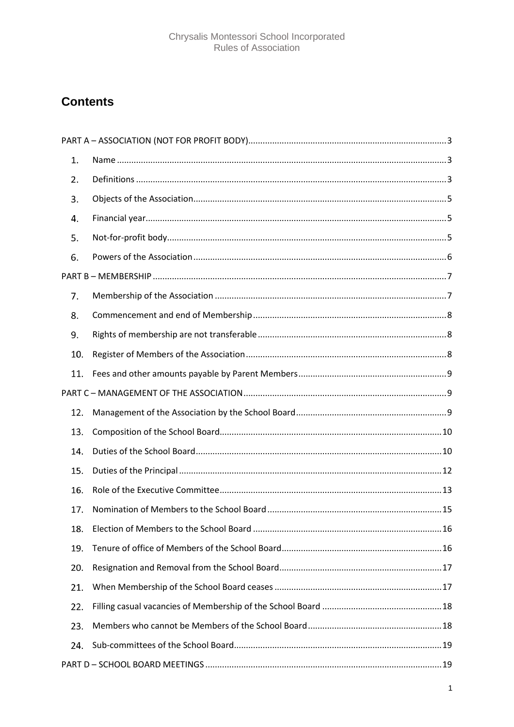# Contents

PART A – ASSOCIATION (NOT FOR PROFIT BODY) ..... 3

1. Name ..... 3
2. Definitions ..... 3
3. Objects of the Association ..... 5
4. Financial year ..... 5
5. Not-for-profit body ..... 5
6. Powers of the Association ..... 6

PART B – MEMBERSHIP ..... 7

7. Membership of the Association ..... 7
8. Commencement and end of Membership ..... 8
9. Rights of membership are not transferable ..... 8
10. Register of Members of the Association ..... 8
11. Fees and other amounts payable by Parent Members ..... 9

PART C – MANAGEMENT OF THE ASSOCIATION ..... 9

12. Management of the Association by the School Board ..... 9
13. Composition of the School Board ..... 10
14. Duties of the School Board ..... 10
15. Duties of the Principal ..... 12
16. Role of the Executive Committee ..... 13
17. Nomination of Members to the School Board ..... 15
18. Election of Members to the School Board ..... 16
19. Tenure of office of Members of the School Board ..... 16
20. Resignation and Removal from the School Board ..... 17
21. When Membership of the School Board ceases ..... 17
22. Filling casual vacancies of Membership of the School Board ..... 18
23. Members who cannot be Members of the School Board ..... 18
24. Sub-committees of the School Board ..... 19

PART D – SCHOOL BOARD MEETINGS ..... 19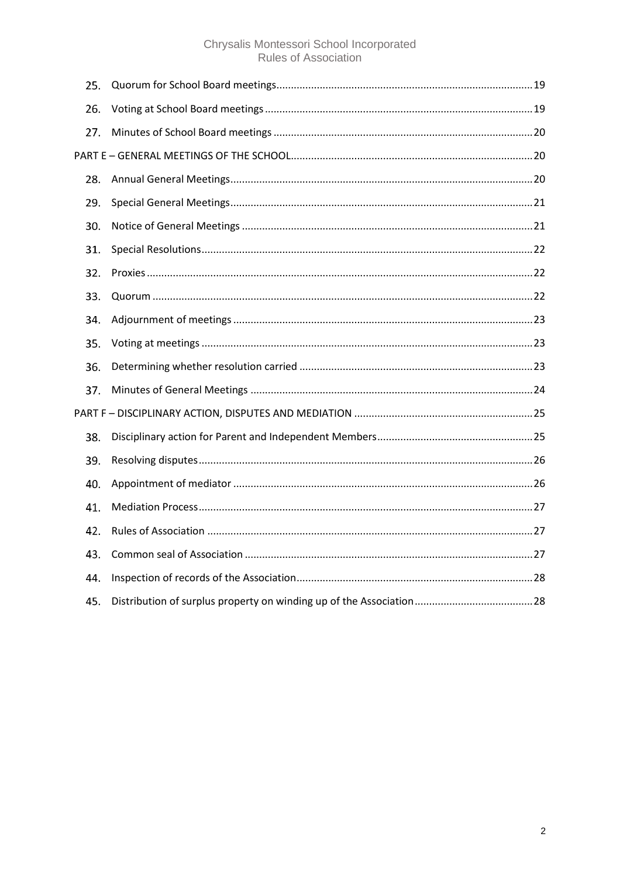25. Quorum for School Board meetings.......................................................................................19

26. Voting at School Board meetings...........................................................................................19

27. Minutes of School Board meetings........................................................................................20

PART E – GENERAL MEETINGS OF THE SCHOOL..................................................................................20

28. Annual General Meetings.......................................................................................................20

29. Special General Meetings.......................................................................................................21

30. Notice of General Meetings....................................................................................................21

31. Special Resolutions.................................................................................................................22

32. Proxies....................................................................................................................................22

33. Quorum..................................................................................................................................22

34. Adjournment of meetings.......................................................................................................23

35. Voting at meetings..................................................................................................................23

36. Determining whether resolution carried................................................................................23

37. Minutes of General Meetings..................................................................................................24

PART F – DISCIPLINARY ACTION, DISPUTES AND MEDIATION.............................................................25

38. Disciplinary action for Parent and Independent Members.....................................................25

39. Resolving disputes..................................................................................................................26

40. Appointment of mediator.......................................................................................................26

41. Mediation Process...................................................................................................................27

42. Rules of Association................................................................................................................27

43. Common seal of Association...................................................................................................27

44. Inspection of records of the Association.................................................................................28

45. Distribution of surplus property on winding up of the Association........................................28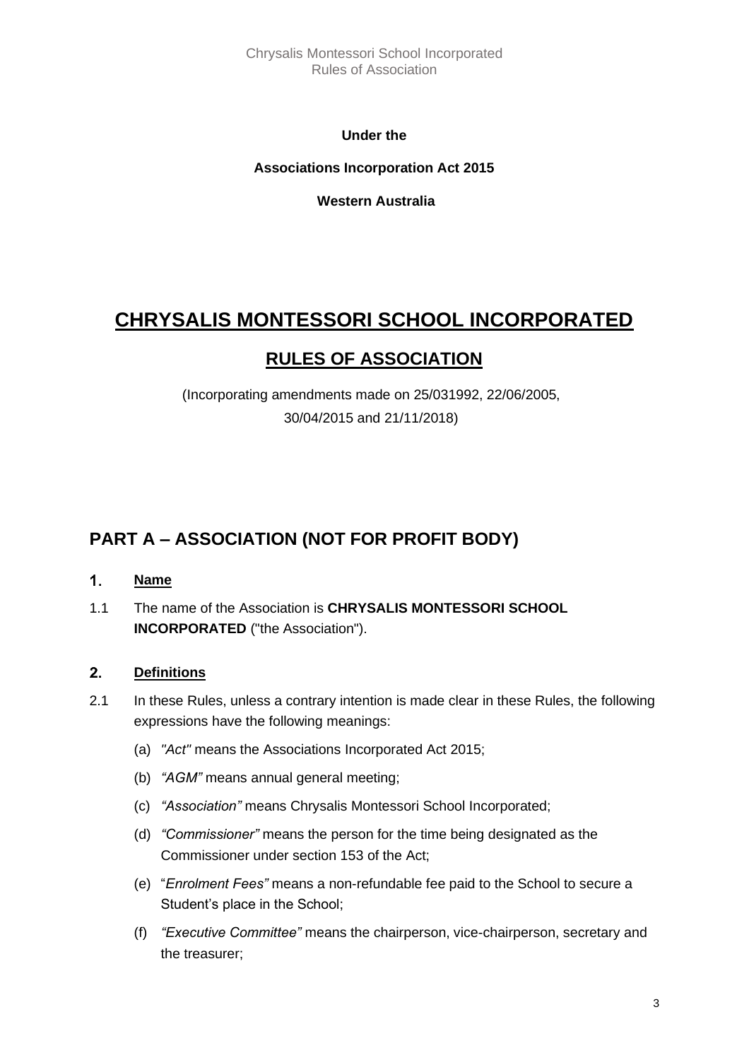**Under the**

**Associations Incorporation Act 2015**

**Western Australia**

# CHRYSALIS MONTESSORI SCHOOL INCORPORATED

## RULES OF ASSOCIATION

(Incorporating amendments made on 25/031992, 22/06/2005, 30/04/2015 and 21/11/2018)

## PART A – ASSOCIATION (NOT FOR PROFIT BODY)

### 1. Name

1.1 The name of the Association is **CHRYSALIS MONTESSORI SCHOOL INCORPORATED** ("the Association").

### 2. Definitions

2.1 In these Rules, unless a contrary intention is made clear in these Rules, the following expressions have the following meanings:

(a) *"Act"* means the Associations Incorporated Act 2015;

(b) *"AGM"* means annual general meeting;

(c) *"Association"* means Chrysalis Montessori School Incorporated;

(d) *"Commissioner"* means the person for the time being designated as the Commissioner under section 153 of the Act;

(e) "*Enrolment Fees"* means a non-refundable fee paid to the School to secure a Student's place in the School;

(f) *"Executive Committee"* means the chairperson, vice-chairperson, secretary and the treasurer;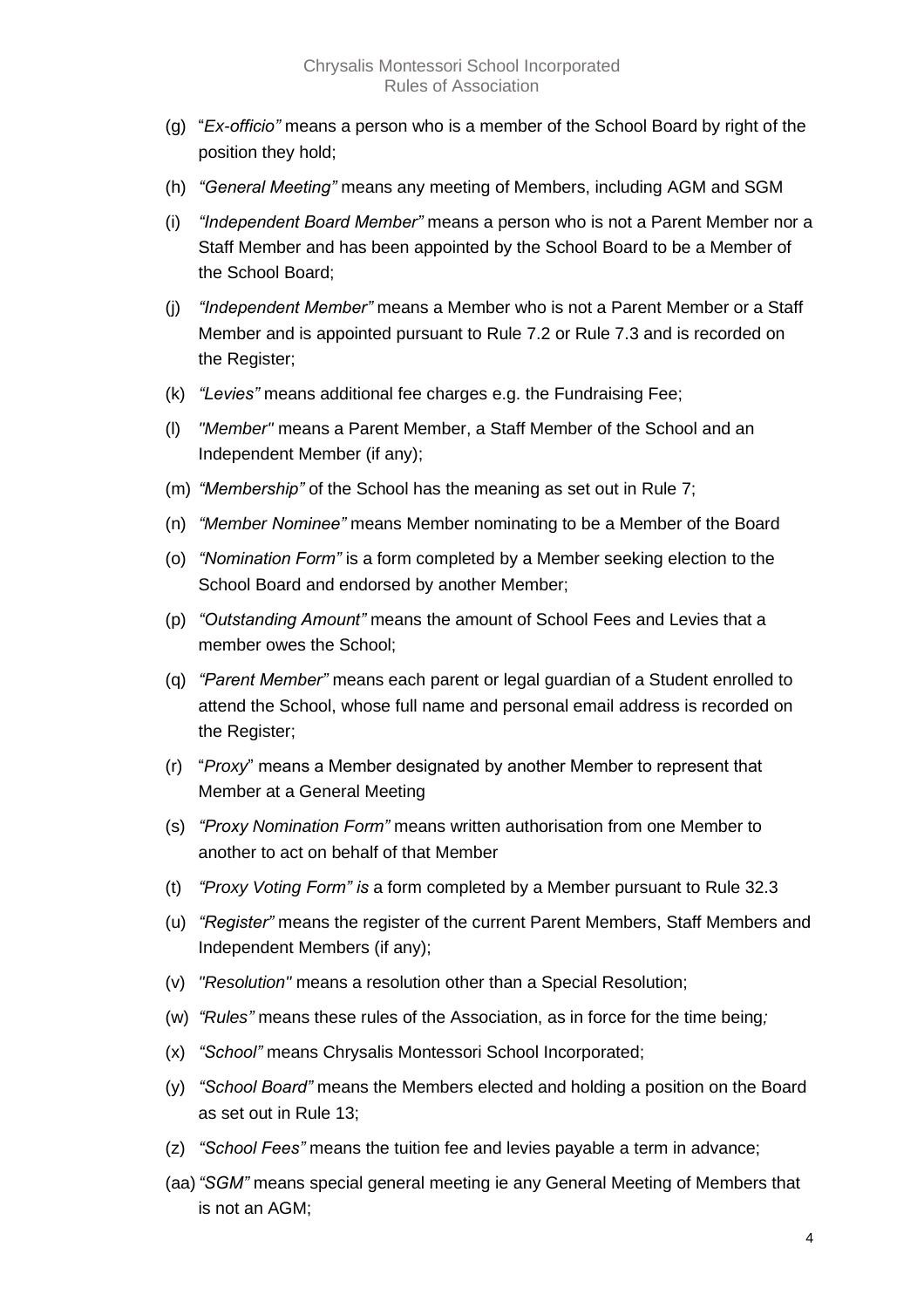(g) "*Ex-officio"* means a person who is a member of the School Board by right of the position they hold;

(h) *"General Meeting"* means any meeting of Members, including AGM and SGM

(i) *"Independent Board Member"* means a person who is not a Parent Member nor a Staff Member and has been appointed by the School Board to be a Member of the School Board;

(j) *"Independent Member"* means a Member who is not a Parent Member or a Staff Member and is appointed pursuant to Rule 7.2 or Rule 7.3 and is recorded on the Register;

(k) *"Levies"* means additional fee charges e.g. the Fundraising Fee;

(l) *"Member"* means a Parent Member, a Staff Member of the School and an Independent Member (if any);

(m) *"Membership"* of the School has the meaning as set out in Rule 7;

(n) *"Member Nominee"* means Member nominating to be a Member of the Board

(o) *"Nomination Form"* is a form completed by a Member seeking election to the School Board and endorsed by another Member;

(p) *"Outstanding Amount"* means the amount of School Fees and Levies that a member owes the School;

(q) *"Parent Member"* means each parent or legal guardian of a Student enrolled to attend the School, whose full name and personal email address is recorded on the Register;

(r) "*Proxy*" means a Member designated by another Member to represent that Member at a General Meeting

(s) *"Proxy Nomination Form"* means written authorisation from one Member to another to act on behalf of that Member

(t) *"Proxy Voting Form" is* a form completed by a Member pursuant to Rule 32.3

(u) *"Register"* means the register of the current Parent Members, Staff Members and Independent Members (if any);

(v) *"Resolution"* means a resolution other than a Special Resolution;

(w) *"Rules"* means these rules of the Association, as in force for the time being*;*

(x) *"School"* means Chrysalis Montessori School Incorporated;

(y) *"School Board"* means the Members elected and holding a position on the Board as set out in Rule 13;

(z) *"School Fees"* means the tuition fee and levies payable a term in advance;

(aa) *"SGM"* means special general meeting ie any General Meeting of Members that is not an AGM;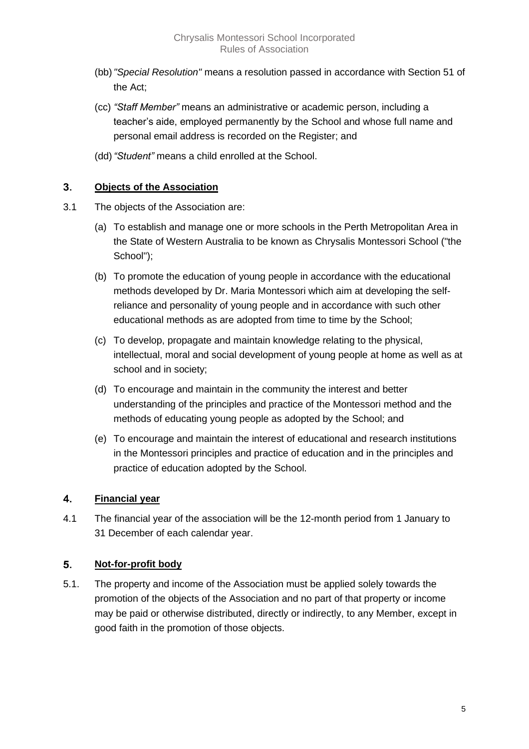(bb) *"Special Resolution"* means a resolution passed in accordance with Section 51 of the Act;

(cc) *"Staff Member"* means an administrative or academic person, including a teacher's aide, employed permanently by the School and whose full name and personal email address is recorded on the Register; and

(dd) *"Student"* means a child enrolled at the School.

## 3. Objects of the Association

3.1 The objects of the Association are:

(a) To establish and manage one or more schools in the Perth Metropolitan Area in the State of Western Australia to be known as Chrysalis Montessori School ("the School");

(b) To promote the education of young people in accordance with the educational methods developed by Dr. Maria Montessori which aim at developing the self-reliance and personality of young people and in accordance with such other educational methods as are adopted from time to time by the School;

(c) To develop, propagate and maintain knowledge relating to the physical, intellectual, moral and social development of young people at home as well as at school and in society;

(d) To encourage and maintain in the community the interest and better understanding of the principles and practice of the Montessori method and the methods of educating young people as adopted by the School; and

(e) To encourage and maintain the interest of educational and research institutions in the Montessori principles and practice of education and in the principles and practice of education adopted by the School.

## 4. Financial year

4.1 The financial year of the association will be the 12-month period from 1 January to 31 December of each calendar year.

## 5. Not-for-profit body

5.1. The property and income of the Association must be applied solely towards the promotion of the objects of the Association and no part of that property or income may be paid or otherwise distributed, directly or indirectly, to any Member, except in good faith in the promotion of those objects.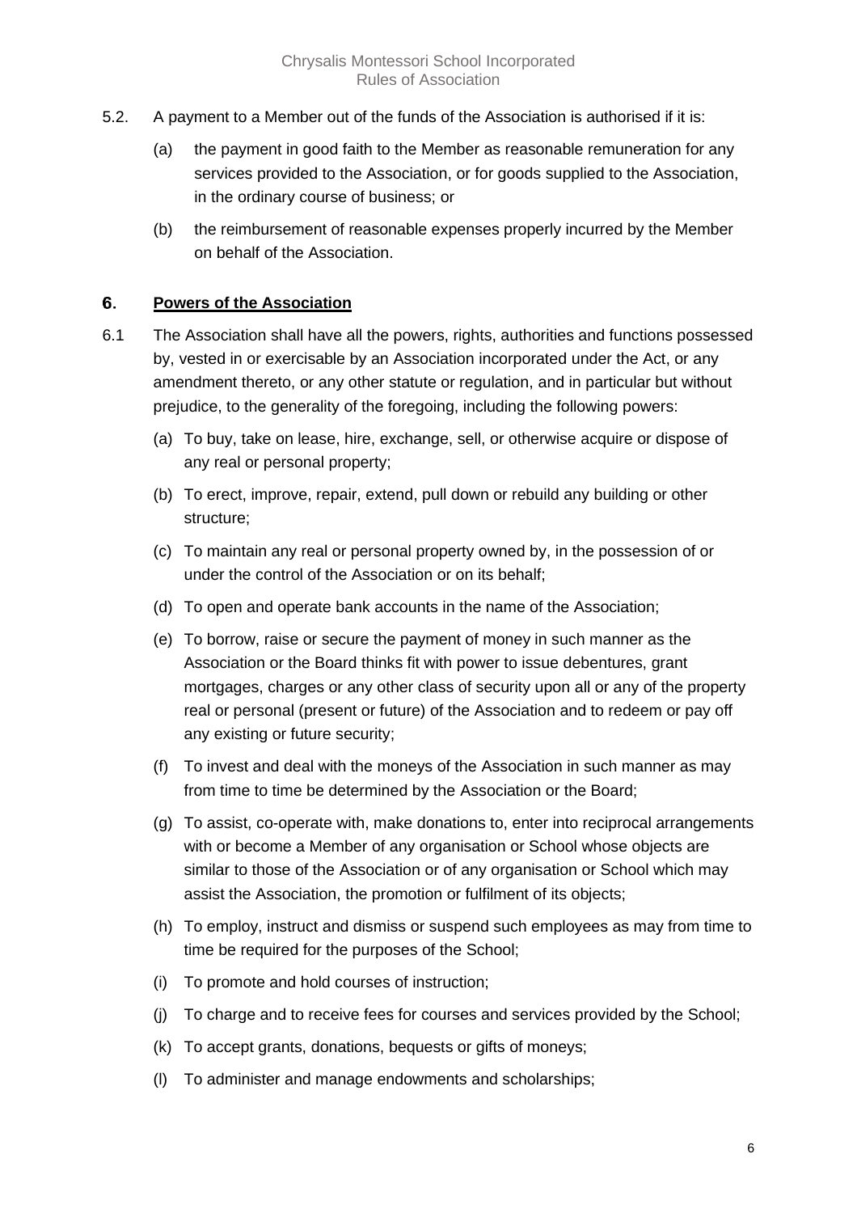5.2. A payment to a Member out of the funds of the Association is authorised if it is:

(a) the payment in good faith to the Member as reasonable remuneration for any services provided to the Association, or for goods supplied to the Association, in the ordinary course of business; or

(b) the reimbursement of reasonable expenses properly incurred by the Member on behalf of the Association.

## 6. Powers of the Association

6.1 The Association shall have all the powers, rights, authorities and functions possessed by, vested in or exercisable by an Association incorporated under the Act, or any amendment thereto, or any other statute or regulation, and in particular but without prejudice, to the generality of the foregoing, including the following powers:

(a) To buy, take on lease, hire, exchange, sell, or otherwise acquire or dispose of any real or personal property;

(b) To erect, improve, repair, extend, pull down or rebuild any building or other structure;

(c) To maintain any real or personal property owned by, in the possession of or under the control of the Association or on its behalf;

(d) To open and operate bank accounts in the name of the Association;

(e) To borrow, raise or secure the payment of money in such manner as the Association or the Board thinks fit with power to issue debentures, grant mortgages, charges or any other class of security upon all or any of the property real or personal (present or future) of the Association and to redeem or pay off any existing or future security;

(f) To invest and deal with the moneys of the Association in such manner as may from time to time be determined by the Association or the Board;

(g) To assist, co-operate with, make donations to, enter into reciprocal arrangements with or become a Member of any organisation or School whose objects are similar to those of the Association or of any organisation or School which may assist the Association, the promotion or fulfilment of its objects;

(h) To employ, instruct and dismiss or suspend such employees as may from time to time be required for the purposes of the School;

(i) To promote and hold courses of instruction;

(j) To charge and to receive fees for courses and services provided by the School;

(k) To accept grants, donations, bequests or gifts of moneys;

(l) To administer and manage endowments and scholarships;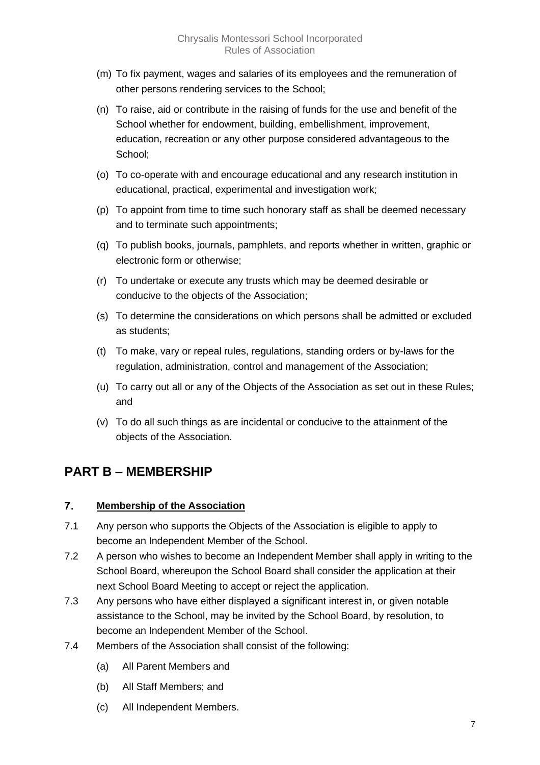(m) To fix payment, wages and salaries of its employees and the remuneration of other persons rendering services to the School;

(n) To raise, aid or contribute in the raising of funds for the use and benefit of the School whether for endowment, building, embellishment, improvement, education, recreation or any other purpose considered advantageous to the School;

(o) To co-operate with and encourage educational and any research institution in educational, practical, experimental and investigation work;

(p) To appoint from time to time such honorary staff as shall be deemed necessary and to terminate such appointments;

(q) To publish books, journals, pamphlets, and reports whether in written, graphic or electronic form or otherwise;

(r) To undertake or execute any trusts which may be deemed desirable or conducive to the objects of the Association;

(s) To determine the considerations on which persons shall be admitted or excluded as students;

(t) To make, vary or repeal rules, regulations, standing orders or by-laws for the regulation, administration, control and management of the Association;

(u) To carry out all or any of the Objects of the Association as set out in these Rules; and

(v) To do all such things as are incidental or conducive to the attainment of the objects of the Association.

## PART B – MEMBERSHIP

### 7. **Membership of the Association**

7.1 Any person who supports the Objects of the Association is eligible to apply to become an Independent Member of the School.

7.2 A person who wishes to become an Independent Member shall apply in writing to the School Board, whereupon the School Board shall consider the application at their next School Board Meeting to accept or reject the application.

7.3 Any persons who have either displayed a significant interest in, or given notable assistance to the School, may be invited by the School Board, by resolution, to become an Independent Member of the School.

7.4 Members of the Association shall consist of the following:

(a) All Parent Members and

(b) All Staff Members; and

(c) All Independent Members.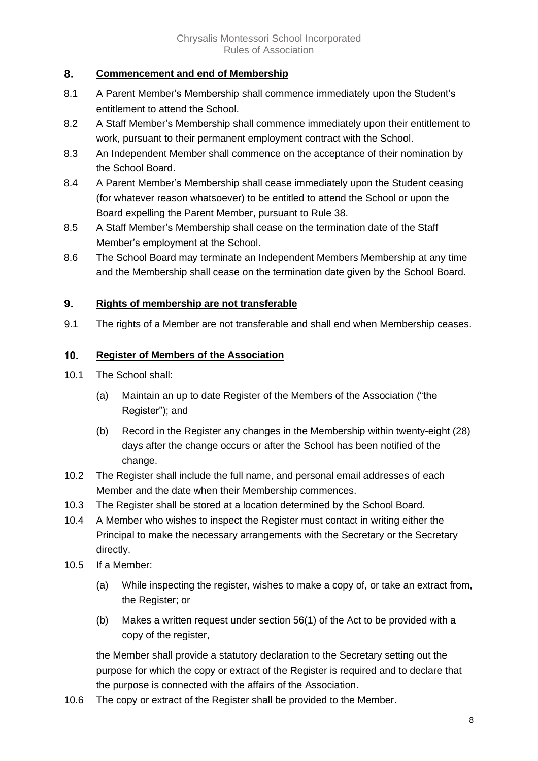## 8. **Commencement and end of Membership**

8.1 A Parent Member's Membership shall commence immediately upon the Student's entitlement to attend the School.

8.2 A Staff Member's Membership shall commence immediately upon their entitlement to work, pursuant to their permanent employment contract with the School.

8.3 An Independent Member shall commence on the acceptance of their nomination by the School Board.

8.4 A Parent Member's Membership shall cease immediately upon the Student ceasing (for whatever reason whatsoever) to be entitled to attend the School or upon the Board expelling the Parent Member, pursuant to Rule 38.

8.5 A Staff Member's Membership shall cease on the termination date of the Staff Member's employment at the School.

8.6 The School Board may terminate an Independent Members Membership at any time and the Membership shall cease on the termination date given by the School Board.

## 9. **Rights of membership are not transferable**

9.1 The rights of a Member are not transferable and shall end when Membership ceases.

## 10. **Register of Members of the Association**

10.1 The School shall:

(a) Maintain an up to date Register of the Members of the Association ("the Register"); and

(b) Record in the Register any changes in the Membership within twenty-eight (28) days after the change occurs or after the School has been notified of the change.

10.2 The Register shall include the full name, and personal email addresses of each Member and the date when their Membership commences.

10.3 The Register shall be stored at a location determined by the School Board.

10.4 A Member who wishes to inspect the Register must contact in writing either the Principal to make the necessary arrangements with the Secretary or the Secretary directly.

10.5 If a Member:

(a) While inspecting the register, wishes to make a copy of, or take an extract from, the Register; or

(b) Makes a written request under section 56(1) of the Act to be provided with a copy of the register,

the Member shall provide a statutory declaration to the Secretary setting out the purpose for which the copy or extract of the Register is required and to declare that the purpose is connected with the affairs of the Association.

10.6 The copy or extract of the Register shall be provided to the Member.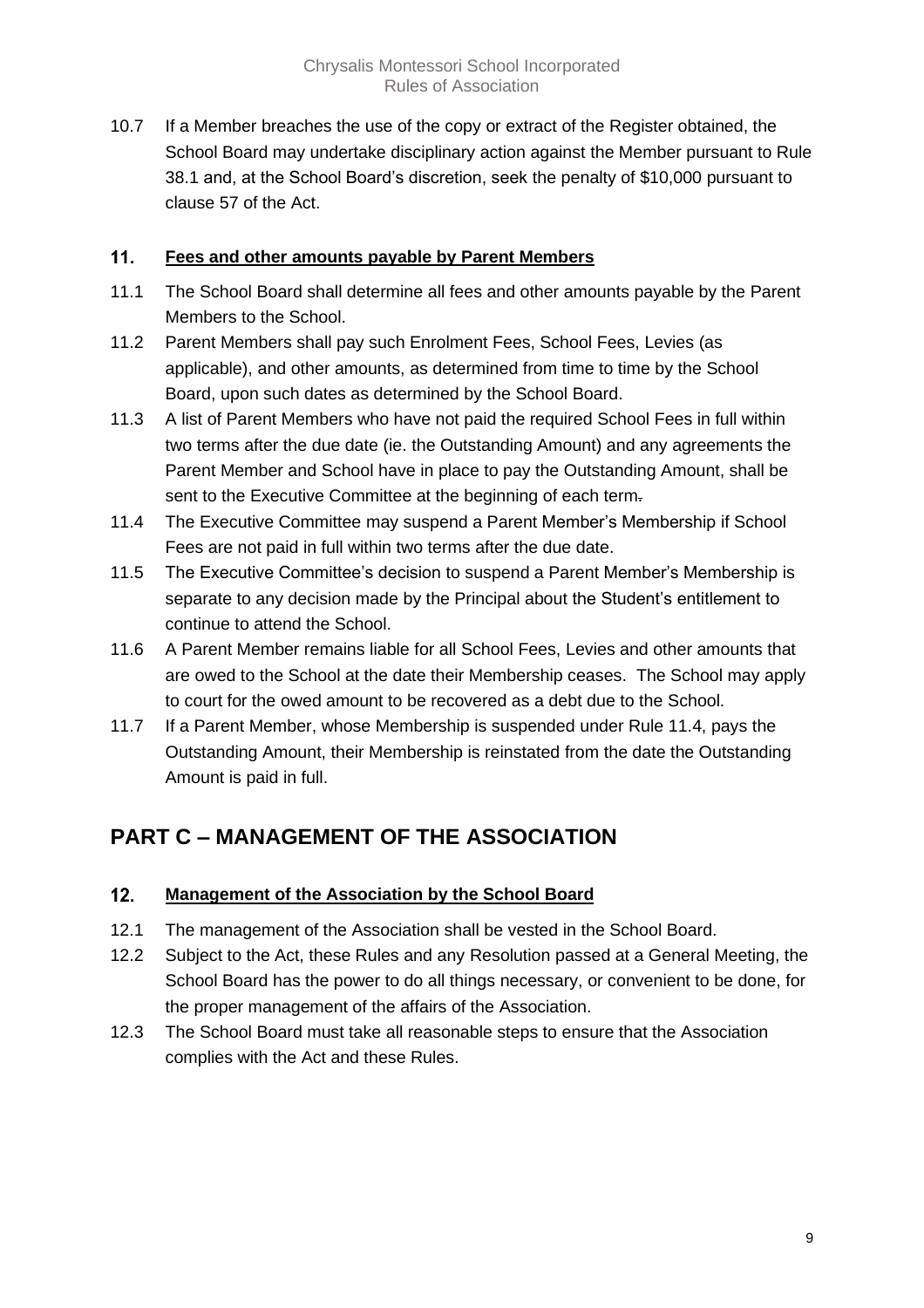10.7 If a Member breaches the use of the copy or extract of the Register obtained, the School Board may undertake disciplinary action against the Member pursuant to Rule 38.1 and, at the School Board's discretion, seek the penalty of $10,000 pursuant to clause 57 of the Act.

### 11. Fees and other amounts payable by Parent Members

11.1 The School Board shall determine all fees and other amounts payable by the Parent Members to the School.

11.2 Parent Members shall pay such Enrolment Fees, School Fees, Levies (as applicable), and other amounts, as determined from time to time by the School Board, upon such dates as determined by the School Board.

11.3 A list of Parent Members who have not paid the required School Fees in full within two terms after the due date (ie. the Outstanding Amount) and any agreements the Parent Member and School have in place to pay the Outstanding Amount, shall be sent to the Executive Committee at the beginning of each term.

11.4 The Executive Committee may suspend a Parent Member's Membership if School Fees are not paid in full within two terms after the due date.

11.5 The Executive Committee's decision to suspend a Parent Member's Membership is separate to any decision made by the Principal about the Student's entitlement to continue to attend the School.

11.6 A Parent Member remains liable for all School Fees, Levies and other amounts that are owed to the School at the date their Membership ceases. The School may apply to court for the owed amount to be recovered as a debt due to the School.

11.7 If a Parent Member, whose Membership is suspended under Rule 11.4, pays the Outstanding Amount, their Membership is reinstated from the date the Outstanding Amount is paid in full.

## PART C – MANAGEMENT OF THE ASSOCIATION

### 12. Management of the Association by the School Board

12.1 The management of the Association shall be vested in the School Board.

12.2 Subject to the Act, these Rules and any Resolution passed at a General Meeting, the School Board has the power to do all things necessary, or convenient to be done, for the proper management of the affairs of the Association.

12.3 The School Board must take all reasonable steps to ensure that the Association complies with the Act and these Rules.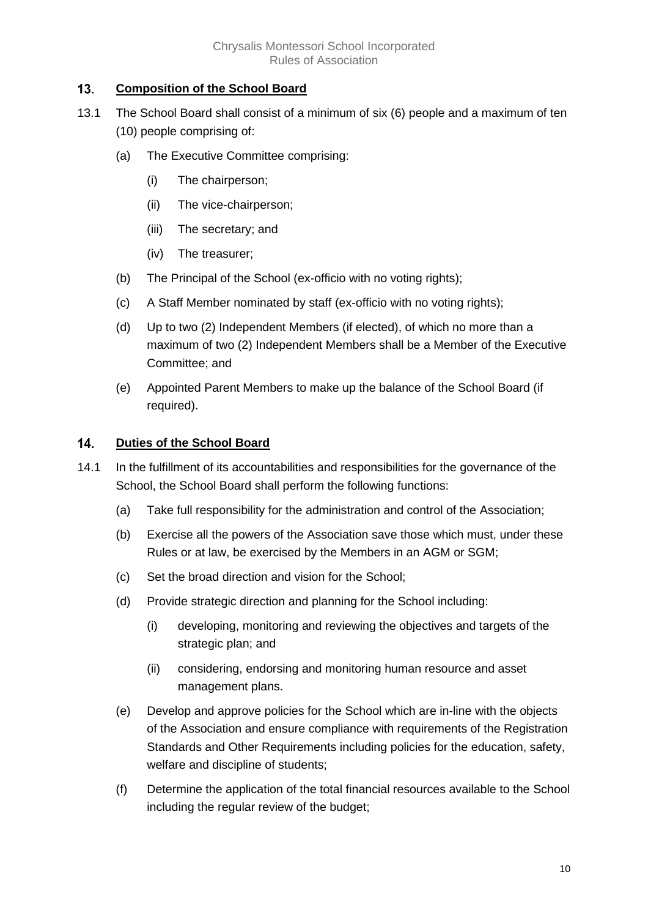## 13. Composition of the School Board

13.1 The School Board shall consist of a minimum of six (6) people and a maximum of ten (10) people comprising of:

(a) The Executive Committee comprising:

(i) The chairperson;

(ii) The vice-chairperson;

(iii) The secretary; and

(iv) The treasurer;

(b) The Principal of the School (ex-officio with no voting rights);

(c) A Staff Member nominated by staff (ex-officio with no voting rights);

(d) Up to two (2) Independent Members (if elected), of which no more than a maximum of two (2) Independent Members shall be a Member of the Executive Committee; and

(e) Appointed Parent Members to make up the balance of the School Board (if required).

## 14. Duties of the School Board

14.1 In the fulfillment of its accountabilities and responsibilities for the governance of the School, the School Board shall perform the following functions:

(a) Take full responsibility for the administration and control of the Association;

(b) Exercise all the powers of the Association save those which must, under these Rules or at law, be exercised by the Members in an AGM or SGM;

(c) Set the broad direction and vision for the School;

(d) Provide strategic direction and planning for the School including:

(i) developing, monitoring and reviewing the objectives and targets of the strategic plan; and

(ii) considering, endorsing and monitoring human resource and asset management plans.

(e) Develop and approve policies for the School which are in-line with the objects of the Association and ensure compliance with requirements of the Registration Standards and Other Requirements including policies for the education, safety, welfare and discipline of students;

(f) Determine the application of the total financial resources available to the School including the regular review of the budget;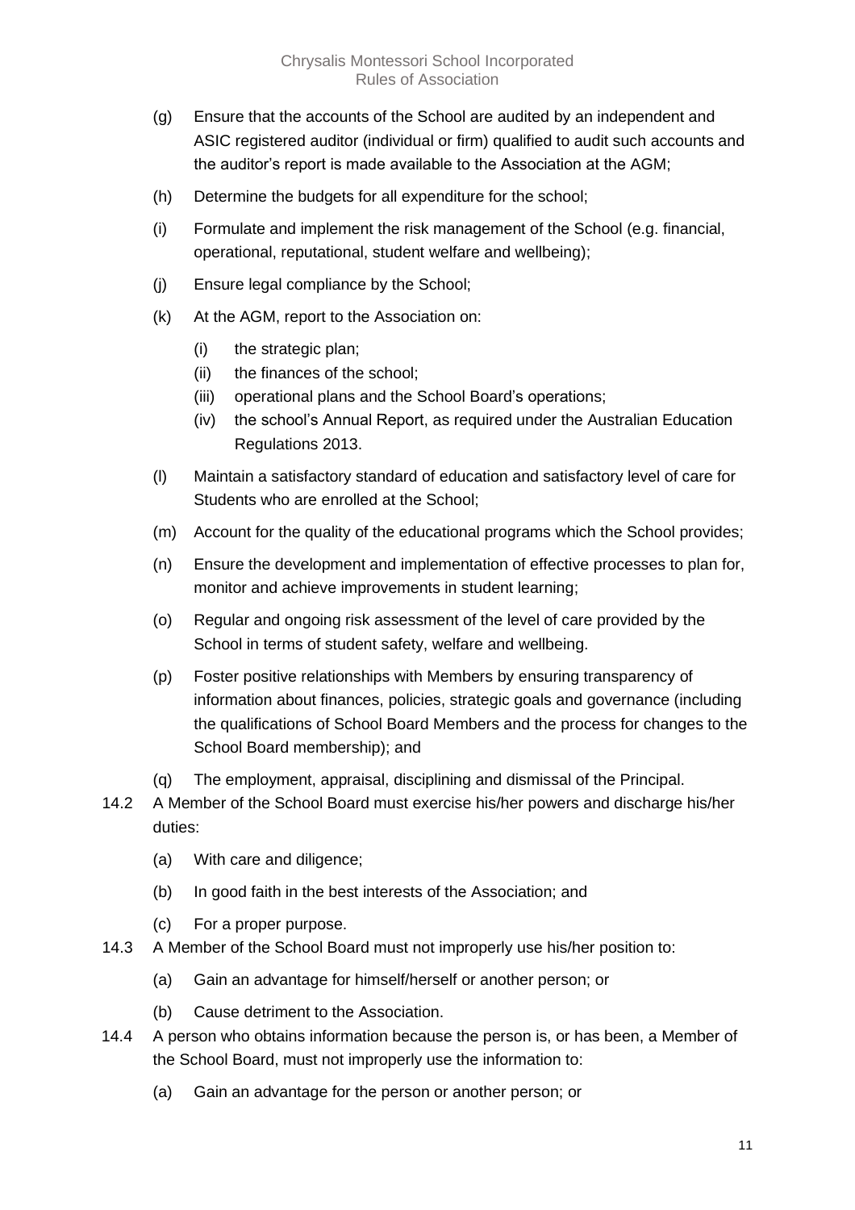(g) Ensure that the accounts of the School are audited by an independent and ASIC registered auditor (individual or firm) qualified to audit such accounts and the auditor's report is made available to the Association at the AGM;

(h) Determine the budgets for all expenditure for the school;

(i) Formulate and implement the risk management of the School (e.g. financial, operational, reputational, student welfare and wellbeing);

(j) Ensure legal compliance by the School;

(k) At the AGM, report to the Association on:

  (i) the strategic plan;

  (ii) the finances of the school;

  (iii) operational plans and the School Board's operations;

  (iv) the school's Annual Report, as required under the Australian Education Regulations 2013.

(l) Maintain a satisfactory standard of education and satisfactory level of care for Students who are enrolled at the School;

(m) Account for the quality of the educational programs which the School provides;

(n) Ensure the development and implementation of effective processes to plan for, monitor and achieve improvements in student learning;

(o) Regular and ongoing risk assessment of the level of care provided by the School in terms of student safety, welfare and wellbeing.

(p) Foster positive relationships with Members by ensuring transparency of information about finances, policies, strategic goals and governance (including the qualifications of School Board Members and the process for changes to the School Board membership); and

(q) The employment, appraisal, disciplining and dismissal of the Principal.

14.2 A Member of the School Board must exercise his/her powers and discharge his/her duties:

(a) With care and diligence;

(b) In good faith in the best interests of the Association; and

(c) For a proper purpose.

14.3 A Member of the School Board must not improperly use his/her position to:

(a) Gain an advantage for himself/herself or another person; or

(b) Cause detriment to the Association.

14.4 A person who obtains information because the person is, or has been, a Member of the School Board, must not improperly use the information to:

(a) Gain an advantage for the person or another person; or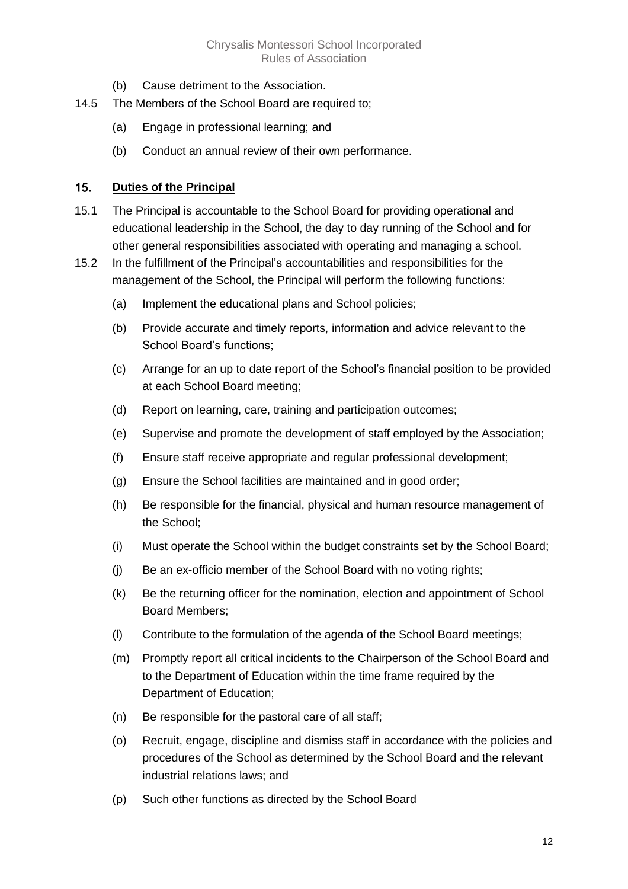(b) Cause detriment to the Association.

14.5 The Members of the School Board are required to;

(a) Engage in professional learning; and

(b) Conduct an annual review of their own performance.

## 15. Duties of the Principal

15.1 The Principal is accountable to the School Board for providing operational and educational leadership in the School, the day to day running of the School and for other general responsibilities associated with operating and managing a school.

15.2 In the fulfillment of the Principal's accountabilities and responsibilities for the management of the School, the Principal will perform the following functions:

(a) Implement the educational plans and School policies;

(b) Provide accurate and timely reports, information and advice relevant to the School Board's functions;

(c) Arrange for an up to date report of the School's financial position to be provided at each School Board meeting;

(d) Report on learning, care, training and participation outcomes;

(e) Supervise and promote the development of staff employed by the Association;

(f) Ensure staff receive appropriate and regular professional development;

(g) Ensure the School facilities are maintained and in good order;

(h) Be responsible for the financial, physical and human resource management of the School;

(i) Must operate the School within the budget constraints set by the School Board;

(j) Be an ex-officio member of the School Board with no voting rights;

(k) Be the returning officer for the nomination, election and appointment of School Board Members;

(l) Contribute to the formulation of the agenda of the School Board meetings;

(m) Promptly report all critical incidents to the Chairperson of the School Board and to the Department of Education within the time frame required by the Department of Education;

(n) Be responsible for the pastoral care of all staff;

(o) Recruit, engage, discipline and dismiss staff in accordance with the policies and procedures of the School as determined by the School Board and the relevant industrial relations laws; and

(p) Such other functions as directed by the School Board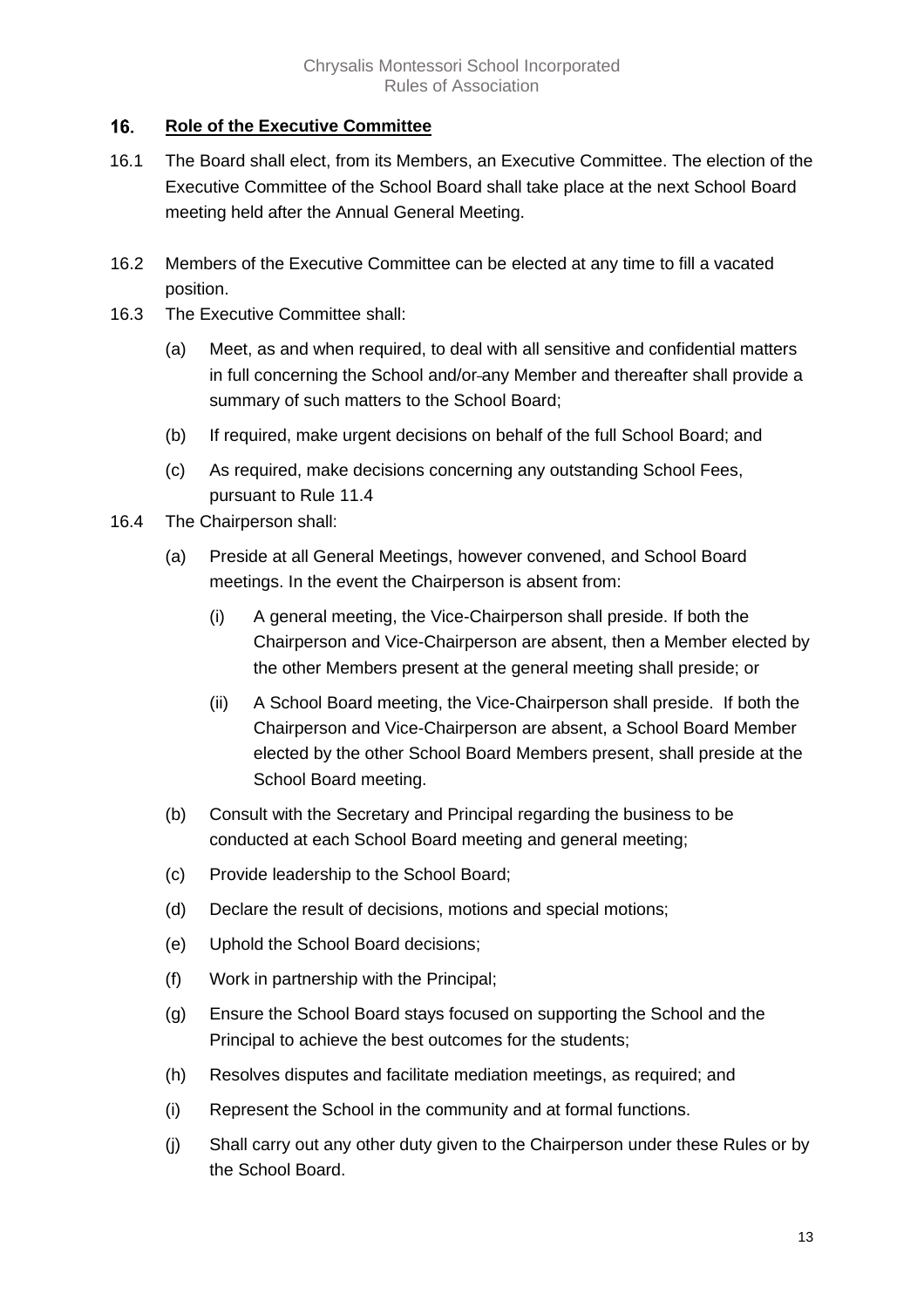## 16. Role of the Executive Committee

16.1 The Board shall elect, from its Members, an Executive Committee. The election of the Executive Committee of the School Board shall take place at the next School Board meeting held after the Annual General Meeting.

16.2 Members of the Executive Committee can be elected at any time to fill a vacated position.

16.3 The Executive Committee shall:

(a) Meet, as and when required, to deal with all sensitive and confidential matters in full concerning the School and/or any Member and thereafter shall provide a summary of such matters to the School Board;

(b) If required, make urgent decisions on behalf of the full School Board; and

(c) As required, make decisions concerning any outstanding School Fees, pursuant to Rule 11.4

16.4 The Chairperson shall:

(a) Preside at all General Meetings, however convened, and School Board meetings. In the event the Chairperson is absent from:

(i) A general meeting, the Vice-Chairperson shall preside. If both the Chairperson and Vice-Chairperson are absent, then a Member elected by the other Members present at the general meeting shall preside; or

(ii) A School Board meeting, the Vice-Chairperson shall preside. If both the Chairperson and Vice-Chairperson are absent, a School Board Member elected by the other School Board Members present, shall preside at the School Board meeting.

(b) Consult with the Secretary and Principal regarding the business to be conducted at each School Board meeting and general meeting;

(c) Provide leadership to the School Board;

(d) Declare the result of decisions, motions and special motions;

(e) Uphold the School Board decisions;

(f) Work in partnership with the Principal;

(g) Ensure the School Board stays focused on supporting the School and the Principal to achieve the best outcomes for the students;

(h) Resolves disputes and facilitate mediation meetings, as required; and

(i) Represent the School in the community and at formal functions.

(j) Shall carry out any other duty given to the Chairperson under these Rules or by the School Board.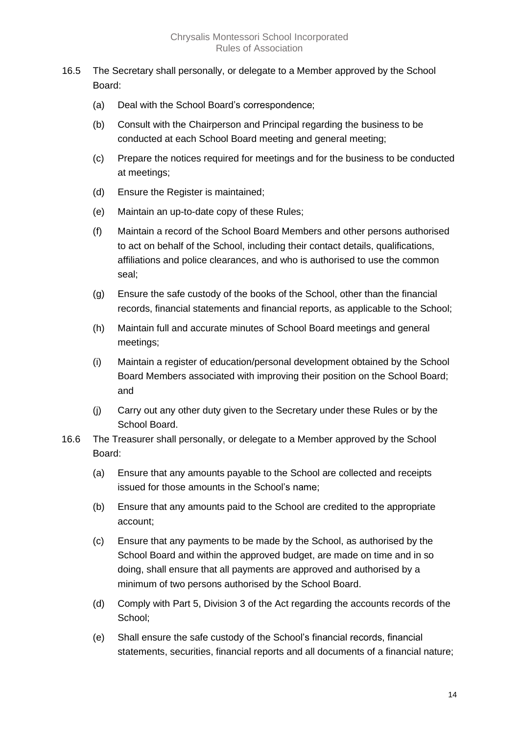16.5 The Secretary shall personally, or delegate to a Member approved by the School Board:

(a) Deal with the School Board's correspondence;

(b) Consult with the Chairperson and Principal regarding the business to be conducted at each School Board meeting and general meeting;

(c) Prepare the notices required for meetings and for the business to be conducted at meetings;

(d) Ensure the Register is maintained;

(e) Maintain an up-to-date copy of these Rules;

(f) Maintain a record of the School Board Members and other persons authorised to act on behalf of the School, including their contact details, qualifications, affiliations and police clearances, and who is authorised to use the common seal;

(g) Ensure the safe custody of the books of the School, other than the financial records, financial statements and financial reports, as applicable to the School;

(h) Maintain full and accurate minutes of School Board meetings and general meetings;

(i) Maintain a register of education/personal development obtained by the School Board Members associated with improving their position on the School Board; and

(j) Carry out any other duty given to the Secretary under these Rules or by the School Board.

16.6 The Treasurer shall personally, or delegate to a Member approved by the School Board:

(a) Ensure that any amounts payable to the School are collected and receipts issued for those amounts in the School's name;

(b) Ensure that any amounts paid to the School are credited to the appropriate account;

(c) Ensure that any payments to be made by the School, as authorised by the School Board and within the approved budget, are made on time and in so doing, shall ensure that all payments are approved and authorised by a minimum of two persons authorised by the School Board.

(d) Comply with Part 5, Division 3 of the Act regarding the accounts records of the School;

(e) Shall ensure the safe custody of the School's financial records, financial statements, securities, financial reports and all documents of a financial nature;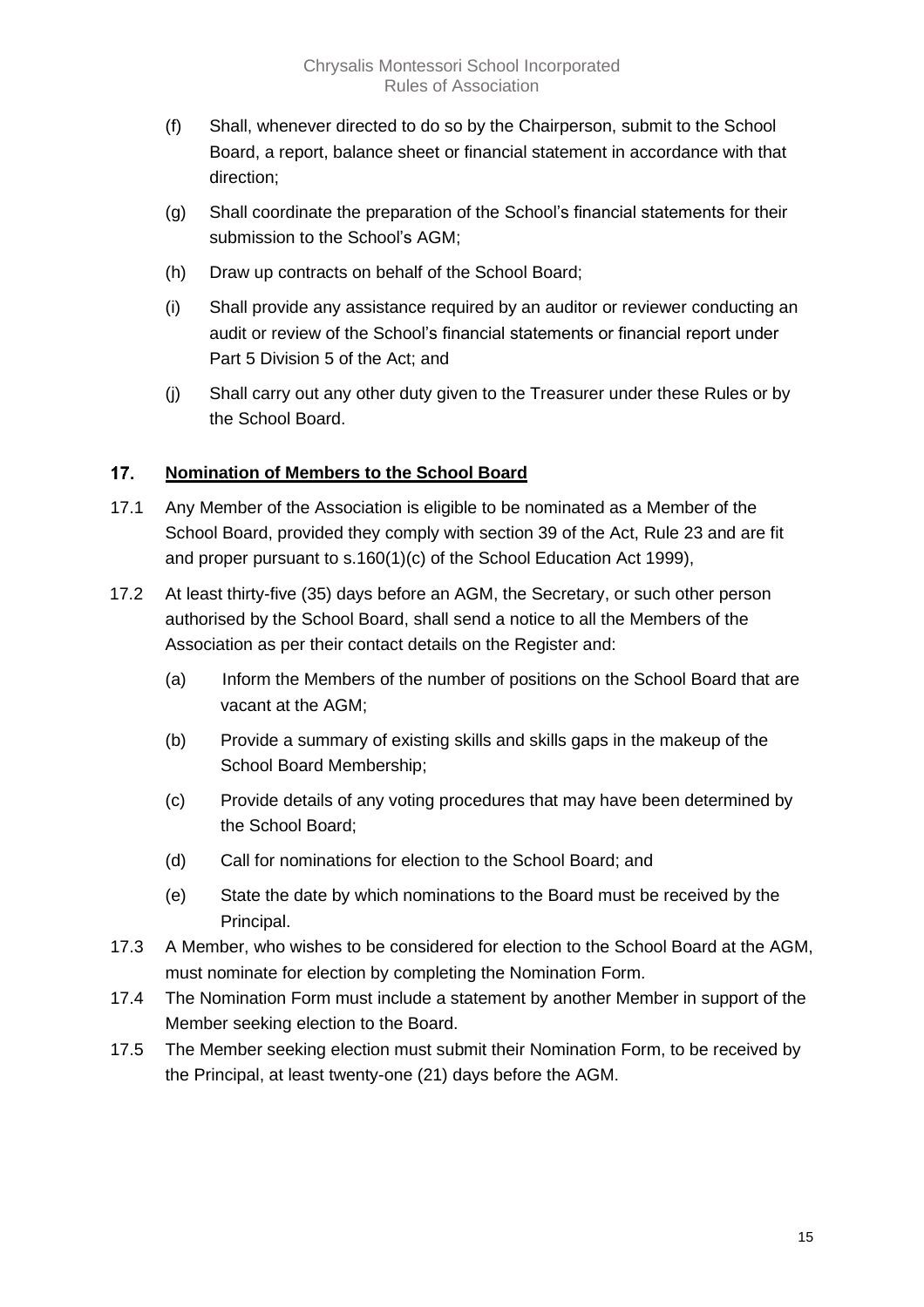(f) Shall, whenever directed to do so by the Chairperson, submit to the School Board, a report, balance sheet or financial statement in accordance with that direction;

(g) Shall coordinate the preparation of the School's financial statements for their submission to the School's AGM;

(h) Draw up contracts on behalf of the School Board;

(i) Shall provide any assistance required by an auditor or reviewer conducting an audit or review of the School's financial statements or financial report under Part 5 Division 5 of the Act; and

(j) Shall carry out any other duty given to the Treasurer under these Rules or by the School Board.

## 17. **Nomination of Members to the School Board**

17.1 Any Member of the Association is eligible to be nominated as a Member of the School Board, provided they comply with section 39 of the Act, Rule 23 and are fit and proper pursuant to s.160(1)(c) of the School Education Act 1999),

17.2 At least thirty-five (35) days before an AGM, the Secretary, or such other person authorised by the School Board, shall send a notice to all the Members of the Association as per their contact details on the Register and:

(a) Inform the Members of the number of positions on the School Board that are vacant at the AGM;

(b) Provide a summary of existing skills and skills gaps in the makeup of the School Board Membership;

(c) Provide details of any voting procedures that may have been determined by the School Board;

(d) Call for nominations for election to the School Board; and

(e) State the date by which nominations to the Board must be received by the Principal.

17.3 A Member, who wishes to be considered for election to the School Board at the AGM, must nominate for election by completing the Nomination Form.

17.4 The Nomination Form must include a statement by another Member in support of the Member seeking election to the Board.

17.5 The Member seeking election must submit their Nomination Form, to be received by the Principal, at least twenty-one (21) days before the AGM.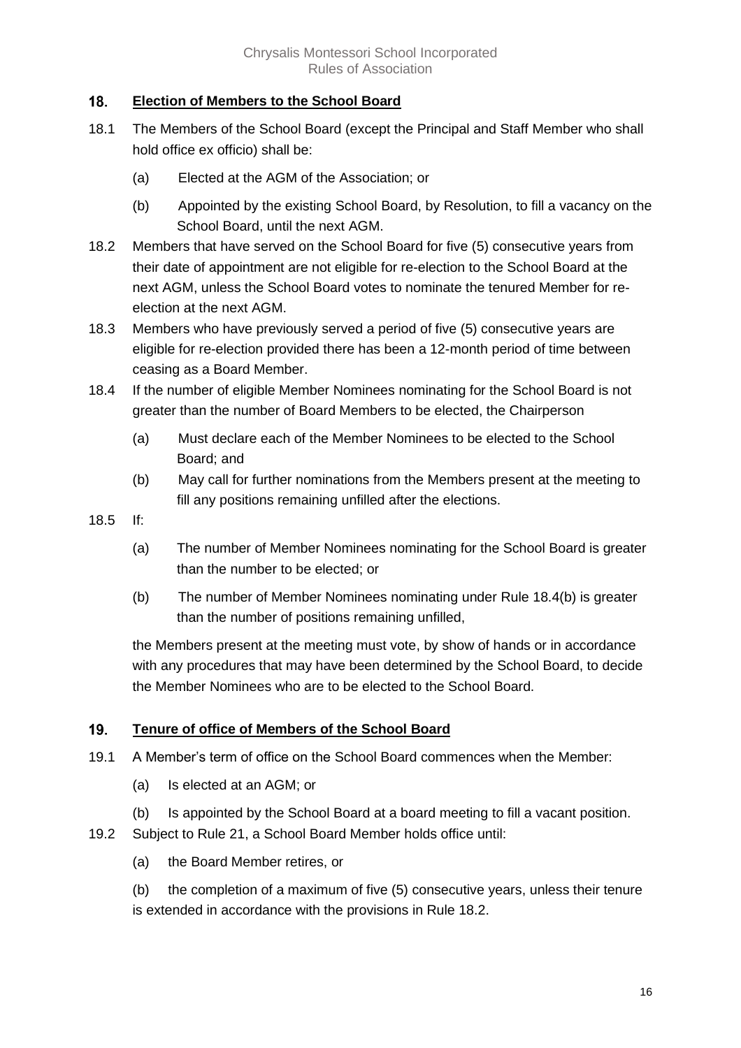## 18. Election of Members to the School Board

18.1 The Members of the School Board (except the Principal and Staff Member who shall hold office ex officio) shall be:

(a) Elected at the AGM of the Association; or

(b) Appointed by the existing School Board, by Resolution, to fill a vacancy on the School Board, until the next AGM.

18.2 Members that have served on the School Board for five (5) consecutive years from their date of appointment are not eligible for re-election to the School Board at the next AGM, unless the School Board votes to nominate the tenured Member for re-election at the next AGM.

18.3 Members who have previously served a period of five (5) consecutive years are eligible for re-election provided there has been a 12-month period of time between ceasing as a Board Member.

18.4 If the number of eligible Member Nominees nominating for the School Board is not greater than the number of Board Members to be elected, the Chairperson

(a) Must declare each of the Member Nominees to be elected to the School Board; and

(b) May call for further nominations from the Members present at the meeting to fill any positions remaining unfilled after the elections.

18.5 If:

(a) The number of Member Nominees nominating for the School Board is greater than the number to be elected; or

(b) The number of Member Nominees nominating under Rule 18.4(b) is greater than the number of positions remaining unfilled,

the Members present at the meeting must vote, by show of hands or in accordance with any procedures that may have been determined by the School Board, to decide the Member Nominees who are to be elected to the School Board.

## 19. Tenure of office of Members of the School Board

19.1 A Member's term of office on the School Board commences when the Member:

(a) Is elected at an AGM; or

(b) Is appointed by the School Board at a board meeting to fill a vacant position.

19.2 Subject to Rule 21, a School Board Member holds office until:

(a) the Board Member retires, or

(b) the completion of a maximum of five (5) consecutive years, unless their tenure is extended in accordance with the provisions in Rule 18.2.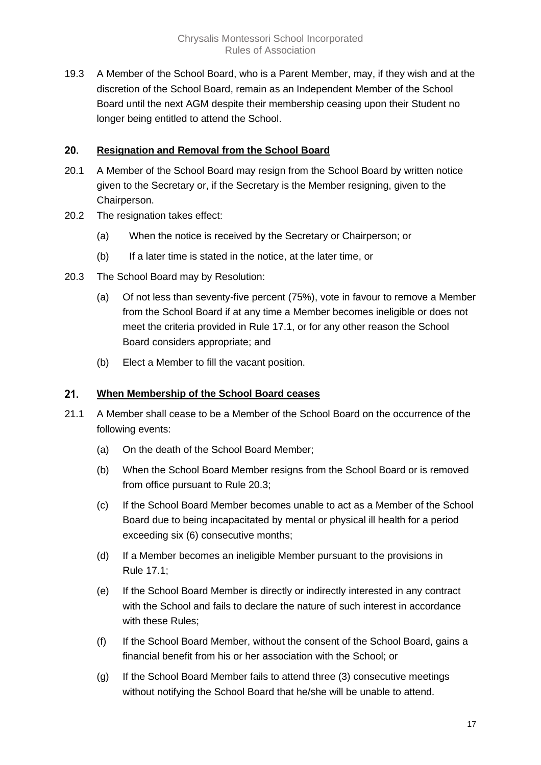19.3 A Member of the School Board, who is a Parent Member, may, if they wish and at the discretion of the School Board, remain as an Independent Member of the School Board until the next AGM despite their membership ceasing upon their Student no longer being entitled to attend the School.

## 20. **Resignation and Removal from the School Board**

20.1 A Member of the School Board may resign from the School Board by written notice given to the Secretary or, if the Secretary is the Member resigning, given to the Chairperson.

20.2 The resignation takes effect:

- (a) When the notice is received by the Secretary or Chairperson; or
- (b) If a later time is stated in the notice, at the later time, or

20.3 The School Board may by Resolution:

- (a) Of not less than seventy-five percent (75%), vote in favour to remove a Member from the School Board if at any time a Member becomes ineligible or does not meet the criteria provided in Rule 17.1, or for any other reason the School Board considers appropriate; and
- (b) Elect a Member to fill the vacant position.

## 21. **When Membership of the School Board ceases**

21.1 A Member shall cease to be a Member of the School Board on the occurrence of the following events:

- (a) On the death of the School Board Member;
- (b) When the School Board Member resigns from the School Board or is removed from office pursuant to Rule 20.3;
- (c) If the School Board Member becomes unable to act as a Member of the School Board due to being incapacitated by mental or physical ill health for a period exceeding six (6) consecutive months;
- (d) If a Member becomes an ineligible Member pursuant to the provisions in Rule 17.1;
- (e) If the School Board Member is directly or indirectly interested in any contract with the School and fails to declare the nature of such interest in accordance with these Rules;
- (f) If the School Board Member, without the consent of the School Board, gains a financial benefit from his or her association with the School; or
- (g) If the School Board Member fails to attend three (3) consecutive meetings without notifying the School Board that he/she will be unable to attend.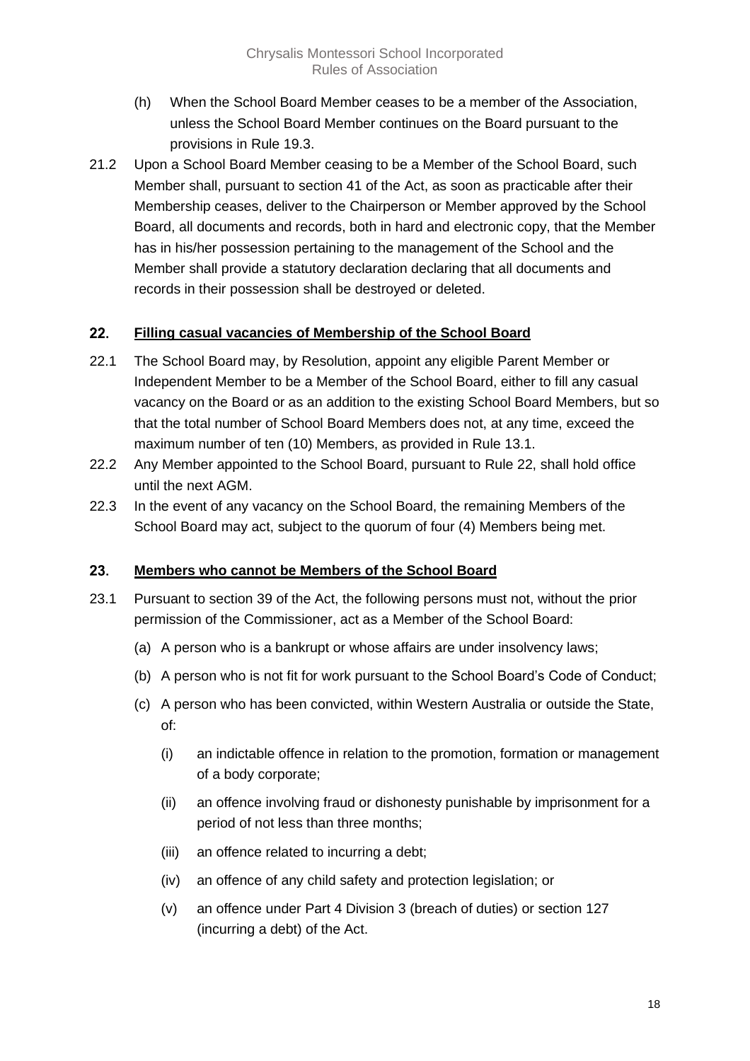(h) When the School Board Member ceases to be a member of the Association, unless the School Board Member continues on the Board pursuant to the provisions in Rule 19.3.

21.2 Upon a School Board Member ceasing to be a Member of the School Board, such Member shall, pursuant to section 41 of the Act, as soon as practicable after their Membership ceases, deliver to the Chairperson or Member approved by the School Board, all documents and records, both in hard and electronic copy, that the Member has in his/her possession pertaining to the management of the School and the Member shall provide a statutory declaration declaring that all documents and records in their possession shall be destroyed or deleted.

## 22. <u>Filling casual vacancies of Membership of the School Board</u>

22.1 The School Board may, by Resolution, appoint any eligible Parent Member or Independent Member to be a Member of the School Board, either to fill any casual vacancy on the Board or as an addition to the existing School Board Members, but so that the total number of School Board Members does not, at any time, exceed the maximum number of ten (10) Members, as provided in Rule 13.1.

22.2 Any Member appointed to the School Board, pursuant to Rule 22, shall hold office until the next AGM.

22.3 In the event of any vacancy on the School Board, the remaining Members of the School Board may act, subject to the quorum of four (4) Members being met.

## 23. <u>Members who cannot be Members of the School Board</u>

23.1 Pursuant to section 39 of the Act, the following persons must not, without the prior permission of the Commissioner, act as a Member of the School Board:

(a) A person who is a bankrupt or whose affairs are under insolvency laws;

(b) A person who is not fit for work pursuant to the School Board's Code of Conduct;

(c) A person who has been convicted, within Western Australia or outside the State, of:

(i) an indictable offence in relation to the promotion, formation or management of a body corporate;

(ii) an offence involving fraud or dishonesty punishable by imprisonment for a period of not less than three months;

(iii) an offence related to incurring a debt;

(iv) an offence of any child safety and protection legislation; or

(v) an offence under Part 4 Division 3 (breach of duties) or section 127 (incurring a debt) of the Act.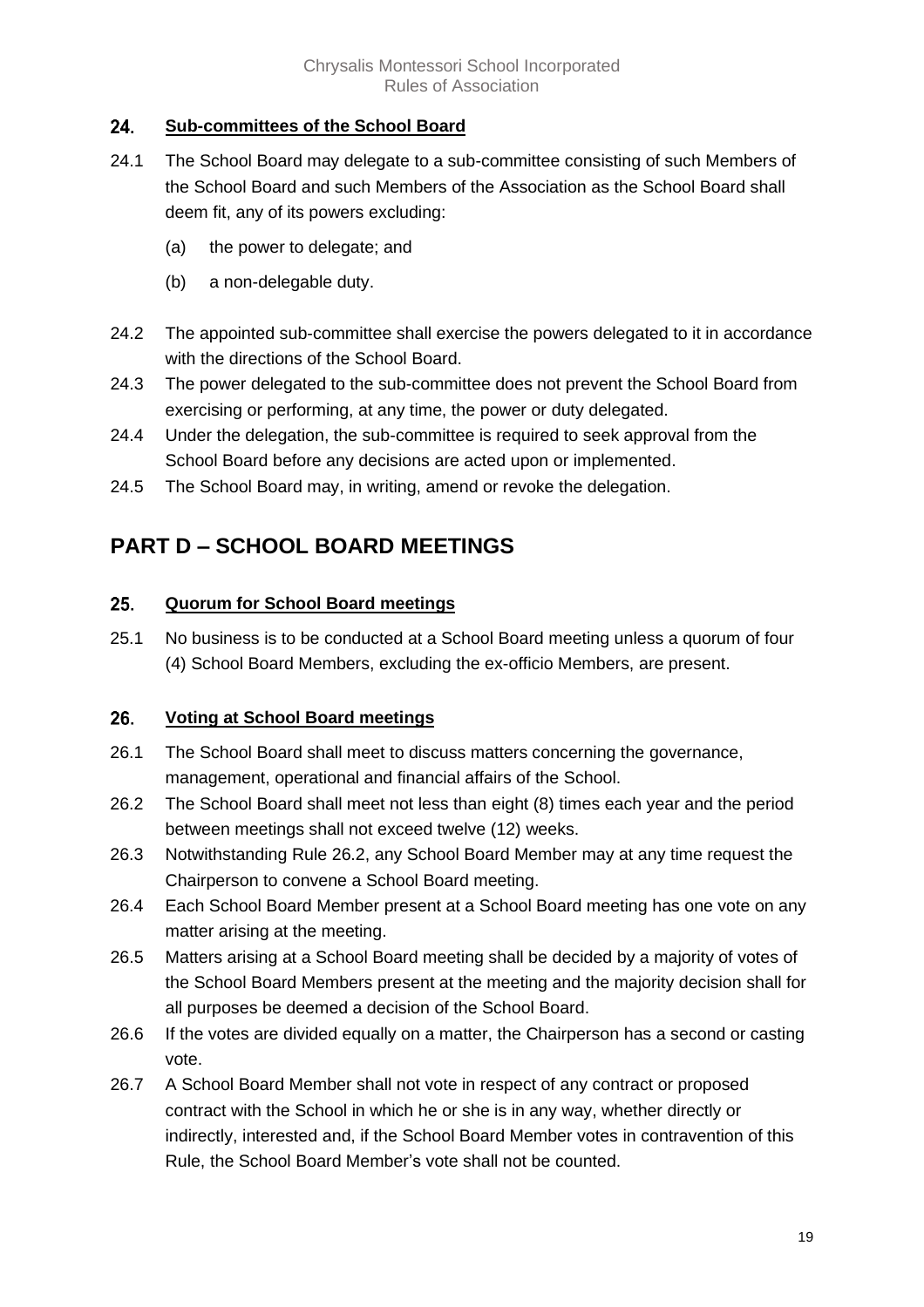## 24. Sub-committees of the School Board

24.1 The School Board may delegate to a sub-committee consisting of such Members of the School Board and such Members of the Association as the School Board shall deem fit, any of its powers excluding:

(a) the power to delegate; and

(b) a non-delegable duty.

24.2 The appointed sub-committee shall exercise the powers delegated to it in accordance with the directions of the School Board.

24.3 The power delegated to the sub-committee does not prevent the School Board from exercising or performing, at any time, the power or duty delegated.

24.4 Under the delegation, the sub-committee is required to seek approval from the School Board before any decisions are acted upon or implemented.

24.5 The School Board may, in writing, amend or revoke the delegation.

# PART D – SCHOOL BOARD MEETINGS

## 25. Quorum for School Board meetings

25.1 No business is to be conducted at a School Board meeting unless a quorum of four (4) School Board Members, excluding the ex-officio Members, are present.

## 26. Voting at School Board meetings

26.1 The School Board shall meet to discuss matters concerning the governance, management, operational and financial affairs of the School.

26.2 The School Board shall meet not less than eight (8) times each year and the period between meetings shall not exceed twelve (12) weeks.

26.3 Notwithstanding Rule 26.2, any School Board Member may at any time request the Chairperson to convene a School Board meeting.

26.4 Each School Board Member present at a School Board meeting has one vote on any matter arising at the meeting.

26.5 Matters arising at a School Board meeting shall be decided by a majority of votes of the School Board Members present at the meeting and the majority decision shall for all purposes be deemed a decision of the School Board.

26.6 If the votes are divided equally on a matter, the Chairperson has a second or casting vote.

26.7 A School Board Member shall not vote in respect of any contract or proposed contract with the School in which he or she is in any way, whether directly or indirectly, interested and, if the School Board Member votes in contravention of this Rule, the School Board Member's vote shall not be counted.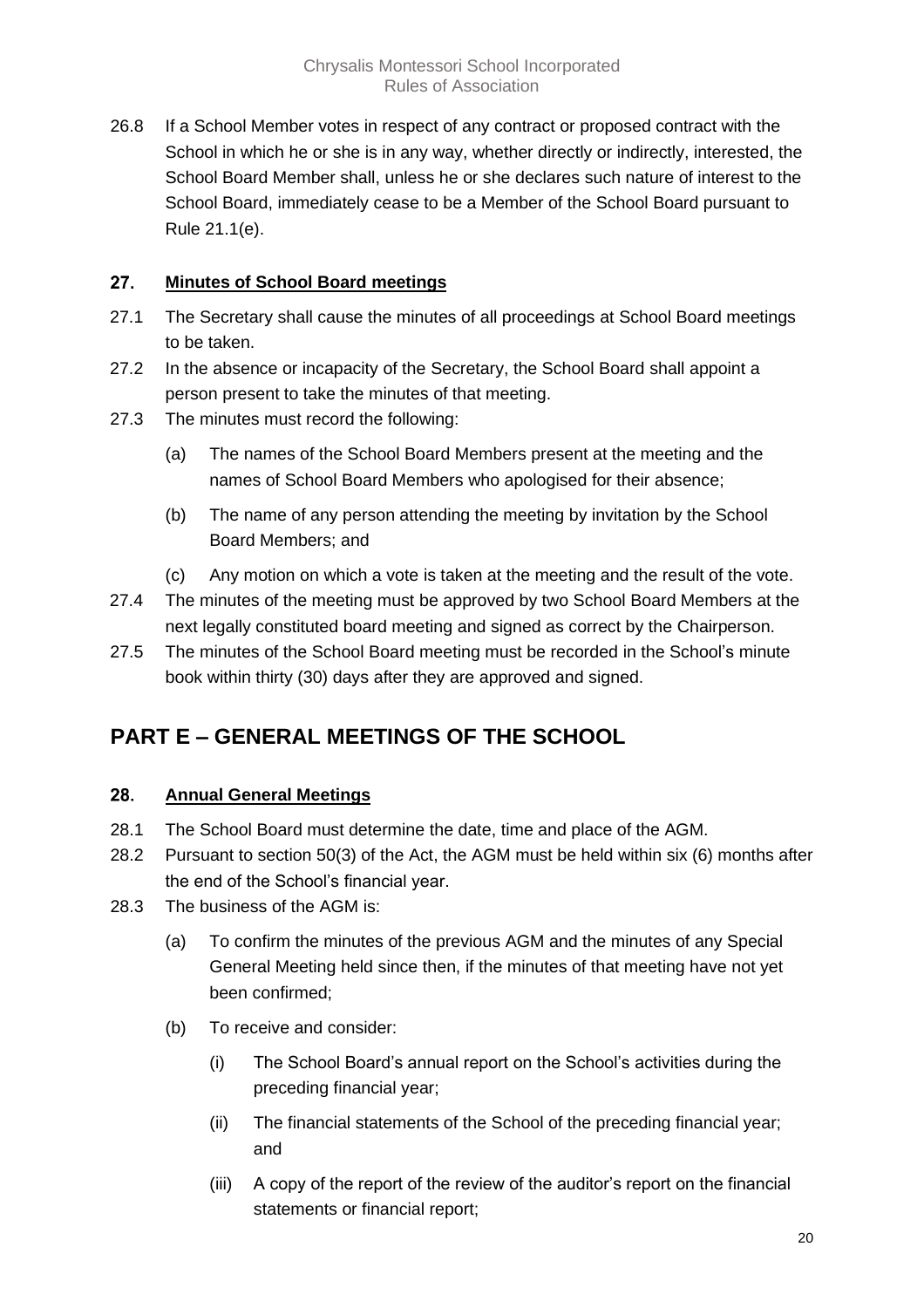26.8 If a School Member votes in respect of any contract or proposed contract with the School in which he or she is in any way, whether directly or indirectly, interested, the School Board Member shall, unless he or she declares such nature of interest to the School Board, immediately cease to be a Member of the School Board pursuant to Rule 21.1(e).

### 27. Minutes of School Board meetings

27.1 The Secretary shall cause the minutes of all proceedings at School Board meetings to be taken.

27.2 In the absence or incapacity of the Secretary, the School Board shall appoint a person present to take the minutes of that meeting.

27.3 The minutes must record the following:

- (a) The names of the School Board Members present at the meeting and the names of School Board Members who apologised for their absence;
- (b) The name of any person attending the meeting by invitation by the School Board Members; and
- (c) Any motion on which a vote is taken at the meeting and the result of the vote.

27.4 The minutes of the meeting must be approved by two School Board Members at the next legally constituted board meeting and signed as correct by the Chairperson.

27.5 The minutes of the School Board meeting must be recorded in the School's minute book within thirty (30) days after they are approved and signed.

## PART E – GENERAL MEETINGS OF THE SCHOOL

### 28. Annual General Meetings

28.1 The School Board must determine the date, time and place of the AGM.

28.2 Pursuant to section 50(3) of the Act, the AGM must be held within six (6) months after the end of the School's financial year.

28.3 The business of the AGM is:

- (a) To confirm the minutes of the previous AGM and the minutes of any Special General Meeting held since then, if the minutes of that meeting have not yet been confirmed;
- (b) To receive and consider:
  - (i) The School Board's annual report on the School's activities during the preceding financial year;
  - (ii) The financial statements of the School of the preceding financial year; and
  - (iii) A copy of the report of the review of the auditor's report on the financial statements or financial report;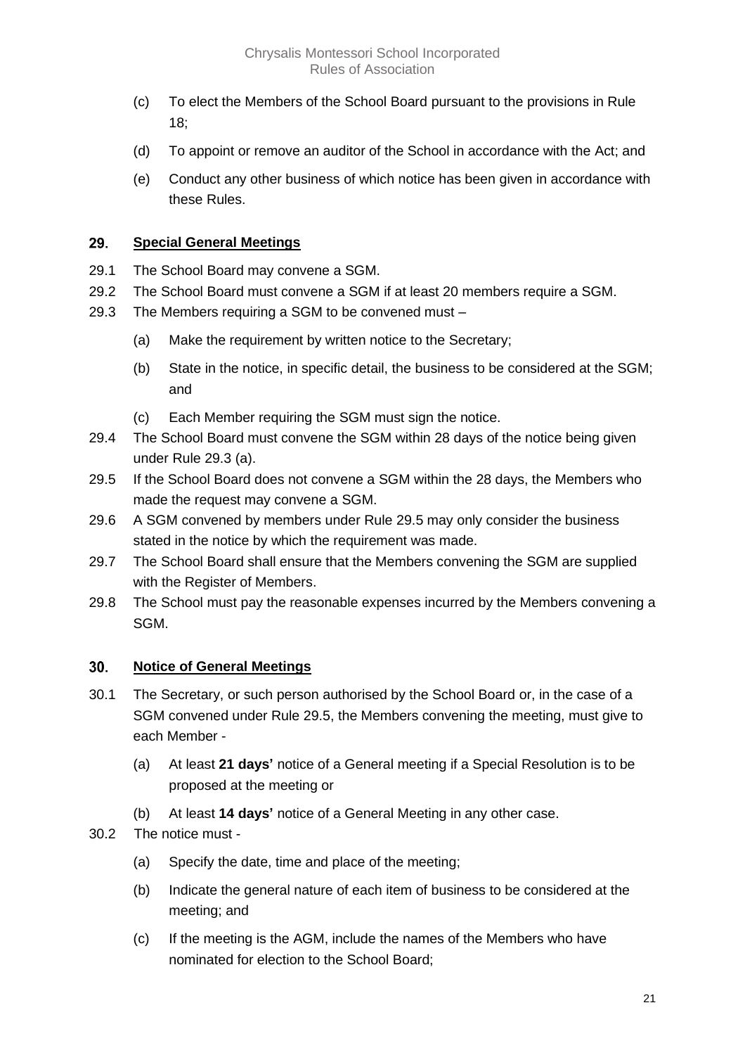(c) To elect the Members of the School Board pursuant to the provisions in Rule 18;

(d) To appoint or remove an auditor of the School in accordance with the Act; and

(e) Conduct any other business of which notice has been given in accordance with these Rules.

## 29. Special General Meetings

29.1 The School Board may convene a SGM.

29.2 The School Board must convene a SGM if at least 20 members require a SGM.

29.3 The Members requiring a SGM to be convened must –

(a) Make the requirement by written notice to the Secretary;

(b) State in the notice, in specific detail, the business to be considered at the SGM; and

(c) Each Member requiring the SGM must sign the notice.

29.4 The School Board must convene the SGM within 28 days of the notice being given under Rule 29.3 (a).

29.5 If the School Board does not convene a SGM within the 28 days, the Members who made the request may convene a SGM.

29.6 A SGM convened by members under Rule 29.5 may only consider the business stated in the notice by which the requirement was made.

29.7 The School Board shall ensure that the Members convening the SGM are supplied with the Register of Members.

29.8 The School must pay the reasonable expenses incurred by the Members convening a SGM.

## 30. Notice of General Meetings

30.1 The Secretary, or such person authorised by the School Board or, in the case of a SGM convened under Rule 29.5, the Members convening the meeting, must give to each Member -

(a) At least **21 days'** notice of a General meeting if a Special Resolution is to be proposed at the meeting or

(b) At least **14 days'** notice of a General Meeting in any other case.

30.2 The notice must -

(a) Specify the date, time and place of the meeting;

(b) Indicate the general nature of each item of business to be considered at the meeting; and

(c) If the meeting is the AGM, include the names of the Members who have nominated for election to the School Board;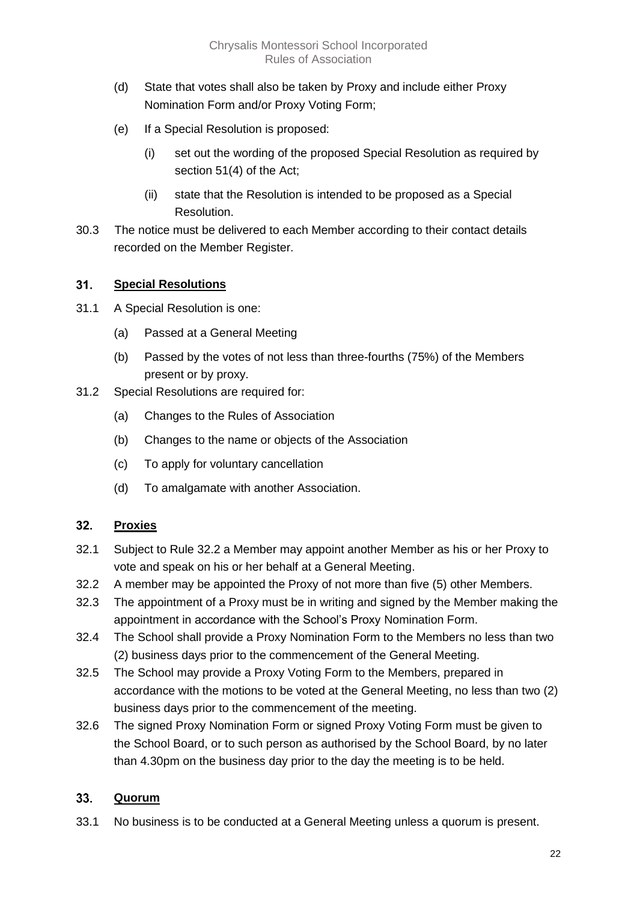(d) State that votes shall also be taken by Proxy and include either Proxy Nomination Form and/or Proxy Voting Form;

(e) If a Special Resolution is proposed:

  (i) set out the wording of the proposed Special Resolution as required by section 51(4) of the Act;

  (ii) state that the Resolution is intended to be proposed as a Special Resolution.

30.3 The notice must be delivered to each Member according to their contact details recorded on the Member Register.

## 31. Special Resolutions

31.1 A Special Resolution is one:

(a) Passed at a General Meeting

(b) Passed by the votes of not less than three-fourths (75%) of the Members present or by proxy.

31.2 Special Resolutions are required for:

(a) Changes to the Rules of Association

(b) Changes to the name or objects of the Association

(c) To apply for voluntary cancellation

(d) To amalgamate with another Association.

## 32. Proxies

32.1 Subject to Rule 32.2 a Member may appoint another Member as his or her Proxy to vote and speak on his or her behalf at a General Meeting.

32.2 A member may be appointed the Proxy of not more than five (5) other Members.

32.3 The appointment of a Proxy must be in writing and signed by the Member making the appointment in accordance with the School's Proxy Nomination Form.

32.4 The School shall provide a Proxy Nomination Form to the Members no less than two (2) business days prior to the commencement of the General Meeting.

32.5 The School may provide a Proxy Voting Form to the Members, prepared in accordance with the motions to be voted at the General Meeting, no less than two (2) business days prior to the commencement of the meeting.

32.6 The signed Proxy Nomination Form or signed Proxy Voting Form must be given to the School Board, or to such person as authorised by the School Board, by no later than 4.30pm on the business day prior to the day the meeting is to be held.

## 33. Quorum

33.1 No business is to be conducted at a General Meeting unless a quorum is present.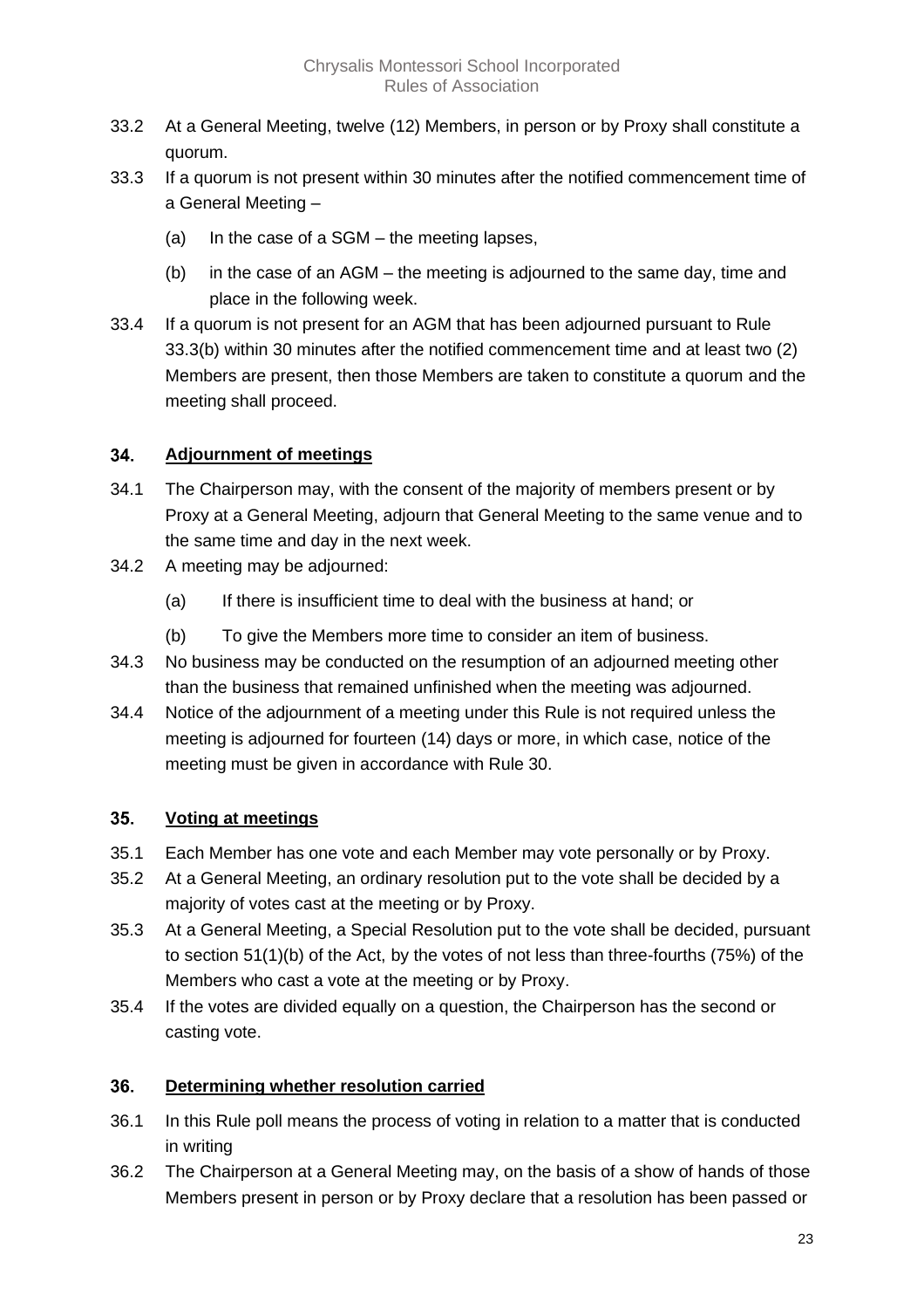33.2 At a General Meeting, twelve (12) Members, in person or by Proxy shall constitute a quorum.

33.3 If a quorum is not present within 30 minutes after the notified commencement time of a General Meeting –

(a) In the case of a SGM – the meeting lapses,

(b) in the case of an AGM – the meeting is adjourned to the same day, time and place in the following week.

33.4 If a quorum is not present for an AGM that has been adjourned pursuant to Rule 33.3(b) within 30 minutes after the notified commencement time and at least two (2) Members are present, then those Members are taken to constitute a quorum and the meeting shall proceed.

## 34. Adjournment of meetings

34.1 The Chairperson may, with the consent of the majority of members present or by Proxy at a General Meeting, adjourn that General Meeting to the same venue and to the same time and day in the next week.

34.2 A meeting may be adjourned:

(a) If there is insufficient time to deal with the business at hand; or

(b) To give the Members more time to consider an item of business.

34.3 No business may be conducted on the resumption of an adjourned meeting other than the business that remained unfinished when the meeting was adjourned.

34.4 Notice of the adjournment of a meeting under this Rule is not required unless the meeting is adjourned for fourteen (14) days or more, in which case, notice of the meeting must be given in accordance with Rule 30.

## 35. Voting at meetings

35.1 Each Member has one vote and each Member may vote personally or by Proxy.

35.2 At a General Meeting, an ordinary resolution put to the vote shall be decided by a majority of votes cast at the meeting or by Proxy.

35.3 At a General Meeting, a Special Resolution put to the vote shall be decided, pursuant to section 51(1)(b) of the Act, by the votes of not less than three-fourths (75%) of the Members who cast a vote at the meeting or by Proxy.

35.4 If the votes are divided equally on a question, the Chairperson has the second or casting vote.

## 36. Determining whether resolution carried

36.1 In this Rule poll means the process of voting in relation to a matter that is conducted in writing

36.2 The Chairperson at a General Meeting may, on the basis of a show of hands of those Members present in person or by Proxy declare that a resolution has been passed or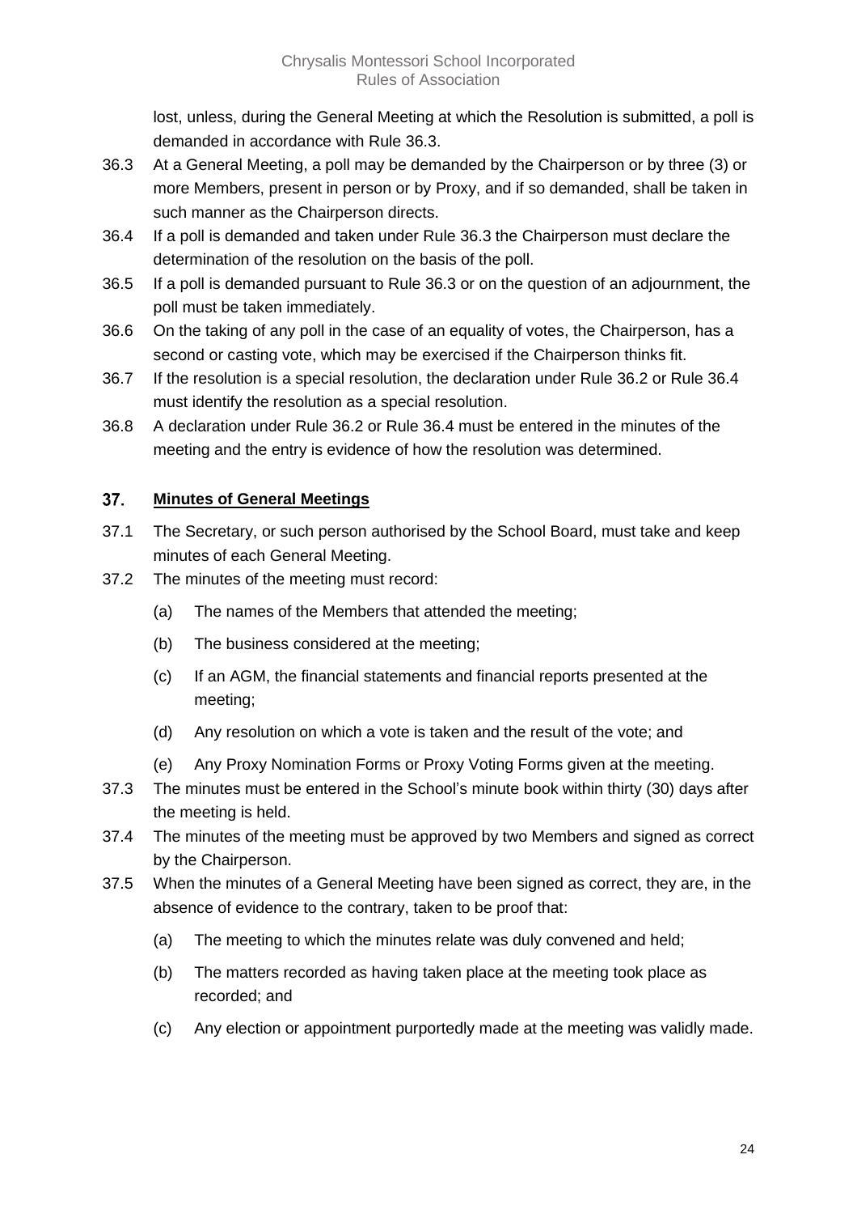lost, unless, during the General Meeting at which the Resolution is submitted, a poll is demanded in accordance with Rule 36.3.

36.3 At a General Meeting, a poll may be demanded by the Chairperson or by three (3) or more Members, present in person or by Proxy, and if so demanded, shall be taken in such manner as the Chairperson directs.

36.4 If a poll is demanded and taken under Rule 36.3 the Chairperson must declare the determination of the resolution on the basis of the poll.

36.5 If a poll is demanded pursuant to Rule 36.3 or on the question of an adjournment, the poll must be taken immediately.

36.6 On the taking of any poll in the case of an equality of votes, the Chairperson, has a second or casting vote, which may be exercised if the Chairperson thinks fit.

36.7 If the resolution is a special resolution, the declaration under Rule 36.2 or Rule 36.4 must identify the resolution as a special resolution.

36.8 A declaration under Rule 36.2 or Rule 36.4 must be entered in the minutes of the meeting and the entry is evidence of how the resolution was determined.

## 37. Minutes of General Meetings

37.1 The Secretary, or such person authorised by the School Board, must take and keep minutes of each General Meeting.

37.2 The minutes of the meeting must record:

(a) The names of the Members that attended the meeting;

(b) The business considered at the meeting;

(c) If an AGM, the financial statements and financial reports presented at the meeting;

(d) Any resolution on which a vote is taken and the result of the vote; and

(e) Any Proxy Nomination Forms or Proxy Voting Forms given at the meeting.

37.3 The minutes must be entered in the School's minute book within thirty (30) days after the meeting is held.

37.4 The minutes of the meeting must be approved by two Members and signed as correct by the Chairperson.

37.5 When the minutes of a General Meeting have been signed as correct, they are, in the absence of evidence to the contrary, taken to be proof that:

(a) The meeting to which the minutes relate was duly convened and held;

(b) The matters recorded as having taken place at the meeting took place as recorded; and

(c) Any election or appointment purportedly made at the meeting was validly made.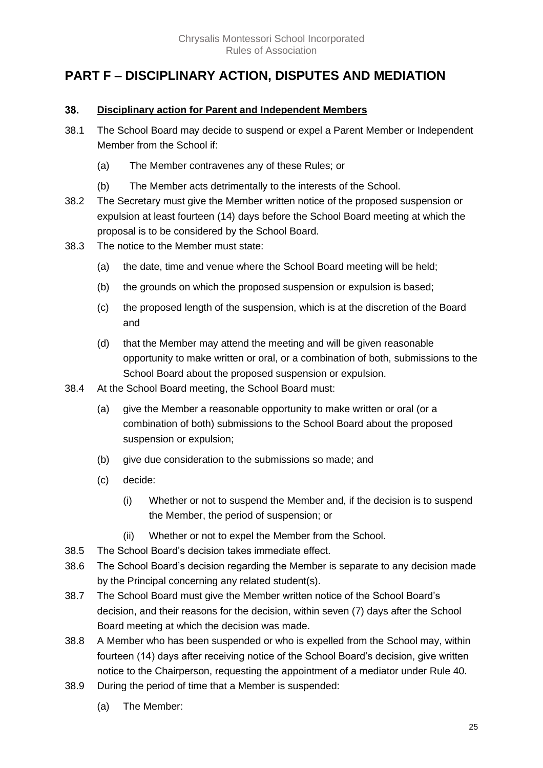# PART F – DISCIPLINARY ACTION, DISPUTES AND MEDIATION

### 38. Disciplinary action for Parent and Independent Members

38.1 The School Board may decide to suspend or expel a Parent Member or Independent Member from the School if:

- (a) The Member contravenes any of these Rules; or
- (b) The Member acts detrimentally to the interests of the School.

38.2 The Secretary must give the Member written notice of the proposed suspension or expulsion at least fourteen (14) days before the School Board meeting at which the proposal is to be considered by the School Board.

38.3 The notice to the Member must state:

- (a) the date, time and venue where the School Board meeting will be held;
- (b) the grounds on which the proposed suspension or expulsion is based;
- (c) the proposed length of the suspension, which is at the discretion of the Board and
- (d) that the Member may attend the meeting and will be given reasonable opportunity to make written or oral, or a combination of both, submissions to the School Board about the proposed suspension or expulsion.

38.4 At the School Board meeting, the School Board must:

- (a) give the Member a reasonable opportunity to make written or oral (or a combination of both) submissions to the School Board about the proposed suspension or expulsion;
- (b) give due consideration to the submissions so made; and
- (c) decide:
  - (i) Whether or not to suspend the Member and, if the decision is to suspend the Member, the period of suspension; or
  - (ii) Whether or not to expel the Member from the School.

38.5 The School Board's decision takes immediate effect.

38.6 The School Board's decision regarding the Member is separate to any decision made by the Principal concerning any related student(s).

38.7 The School Board must give the Member written notice of the School Board's decision, and their reasons for the decision, within seven (7) days after the School Board meeting at which the decision was made.

38.8 A Member who has been suspended or who is expelled from the School may, within fourteen (14) days after receiving notice of the School Board's decision, give written notice to the Chairperson, requesting the appointment of a mediator under Rule 40.

38.9 During the period of time that a Member is suspended:

- (a) The Member: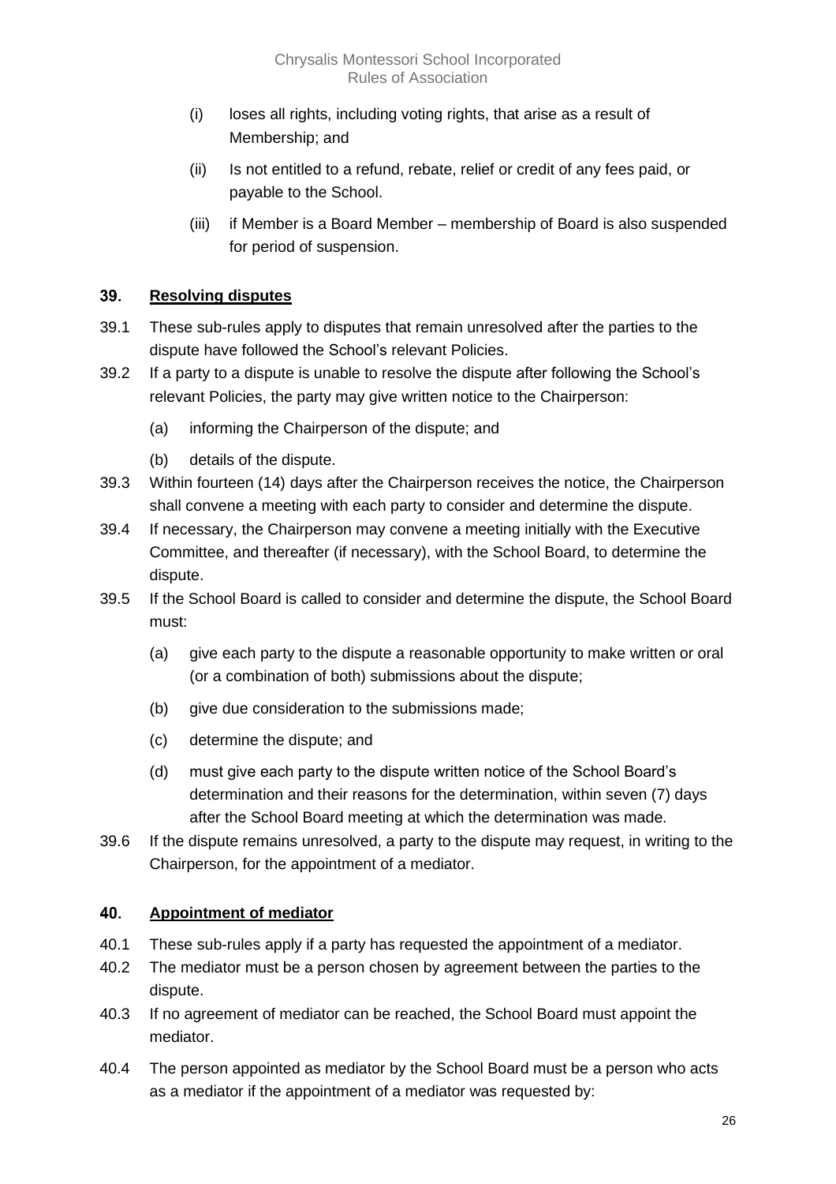(i) loses all rights, including voting rights, that arise as a result of Membership; and

(ii) Is not entitled to a refund, rebate, relief or credit of any fees paid, or payable to the School.

(iii) if Member is a Board Member – membership of Board is also suspended for period of suspension.

## 39. Resolving disputes

39.1 These sub-rules apply to disputes that remain unresolved after the parties to the dispute have followed the School's relevant Policies.

39.2 If a party to a dispute is unable to resolve the dispute after following the School's relevant Policies, the party may give written notice to the Chairperson:

(a) informing the Chairperson of the dispute; and

(b) details of the dispute.

39.3 Within fourteen (14) days after the Chairperson receives the notice, the Chairperson shall convene a meeting with each party to consider and determine the dispute.

39.4 If necessary, the Chairperson may convene a meeting initially with the Executive Committee, and thereafter (if necessary), with the School Board, to determine the dispute.

39.5 If the School Board is called to consider and determine the dispute, the School Board must:

(a) give each party to the dispute a reasonable opportunity to make written or oral (or a combination of both) submissions about the dispute;

(b) give due consideration to the submissions made;

(c) determine the dispute; and

(d) must give each party to the dispute written notice of the School Board's determination and their reasons for the determination, within seven (7) days after the School Board meeting at which the determination was made.

39.6 If the dispute remains unresolved, a party to the dispute may request, in writing to the Chairperson, for the appointment of a mediator.

## 40. Appointment of mediator

40.1 These sub-rules apply if a party has requested the appointment of a mediator.

40.2 The mediator must be a person chosen by agreement between the parties to the dispute.

40.3 If no agreement of mediator can be reached, the School Board must appoint the mediator.

40.4 The person appointed as mediator by the School Board must be a person who acts as a mediator if the appointment of a mediator was requested by: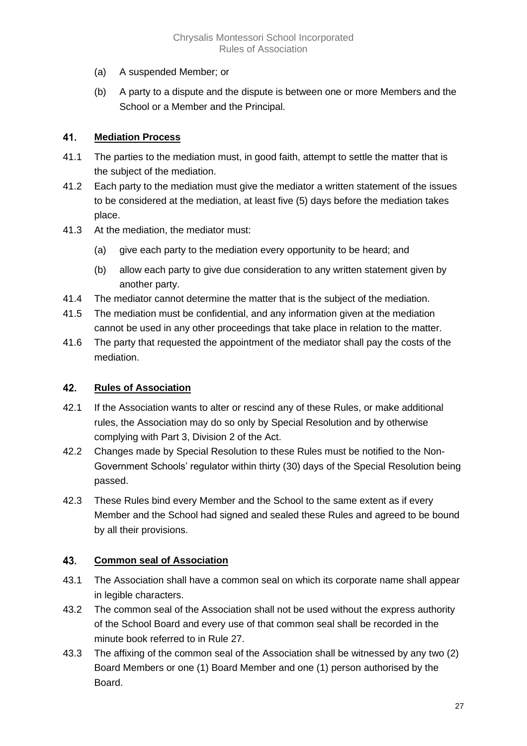(a) A suspended Member; or

(b) A party to a dispute and the dispute is between one or more Members and the School or a Member and the Principal.

## 41. Mediation Process

41.1 The parties to the mediation must, in good faith, attempt to settle the matter that is the subject of the mediation.

41.2 Each party to the mediation must give the mediator a written statement of the issues to be considered at the mediation, at least five (5) days before the mediation takes place.

41.3 At the mediation, the mediator must:

(a) give each party to the mediation every opportunity to be heard; and

(b) allow each party to give due consideration to any written statement given by another party.

41.4 The mediator cannot determine the matter that is the subject of the mediation.

41.5 The mediation must be confidential, and any information given at the mediation cannot be used in any other proceedings that take place in relation to the matter.

41.6 The party that requested the appointment of the mediator shall pay the costs of the mediation.

## 42. Rules of Association

42.1 If the Association wants to alter or rescind any of these Rules, or make additional rules, the Association may do so only by Special Resolution and by otherwise complying with Part 3, Division 2 of the Act.

42.2 Changes made by Special Resolution to these Rules must be notified to the Non-Government Schools' regulator within thirty (30) days of the Special Resolution being passed.

42.3 These Rules bind every Member and the School to the same extent as if every Member and the School had signed and sealed these Rules and agreed to be bound by all their provisions.

## 43. Common seal of Association

43.1 The Association shall have a common seal on which its corporate name shall appear in legible characters.

43.2 The common seal of the Association shall not be used without the express authority of the School Board and every use of that common seal shall be recorded in the minute book referred to in Rule 27.

43.3 The affixing of the common seal of the Association shall be witnessed by any two (2) Board Members or one (1) Board Member and one (1) person authorised by the Board.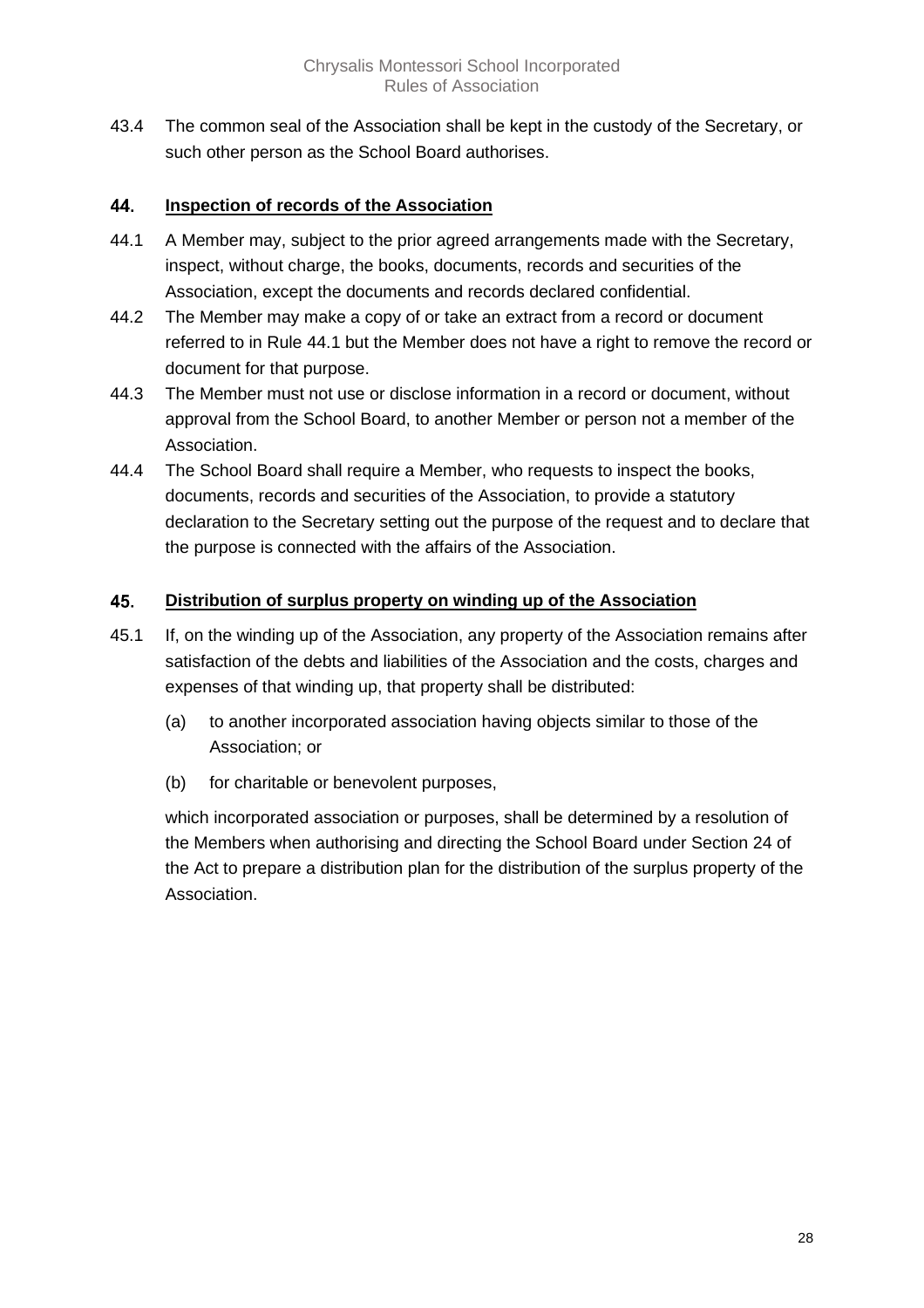43.4 The common seal of the Association shall be kept in the custody of the Secretary, or such other person as the School Board authorises.

## 44. Inspection of records of the Association

44.1 A Member may, subject to the prior agreed arrangements made with the Secretary, inspect, without charge, the books, documents, records and securities of the Association, except the documents and records declared confidential.

44.2 The Member may make a copy of or take an extract from a record or document referred to in Rule 44.1 but the Member does not have a right to remove the record or document for that purpose.

44.3 The Member must not use or disclose information in a record or document, without approval from the School Board, to another Member or person not a member of the Association.

44.4 The School Board shall require a Member, who requests to inspect the books, documents, records and securities of the Association, to provide a statutory declaration to the Secretary setting out the purpose of the request and to declare that the purpose is connected with the affairs of the Association.

## 45. Distribution of surplus property on winding up of the Association

45.1 If, on the winding up of the Association, any property of the Association remains after satisfaction of the debts and liabilities of the Association and the costs, charges and expenses of that winding up, that property shall be distributed:

(a) to another incorporated association having objects similar to those of the Association; or

(b) for charitable or benevolent purposes,

which incorporated association or purposes, shall be determined by a resolution of the Members when authorising and directing the School Board under Section 24 of the Act to prepare a distribution plan for the distribution of the surplus property of the Association.